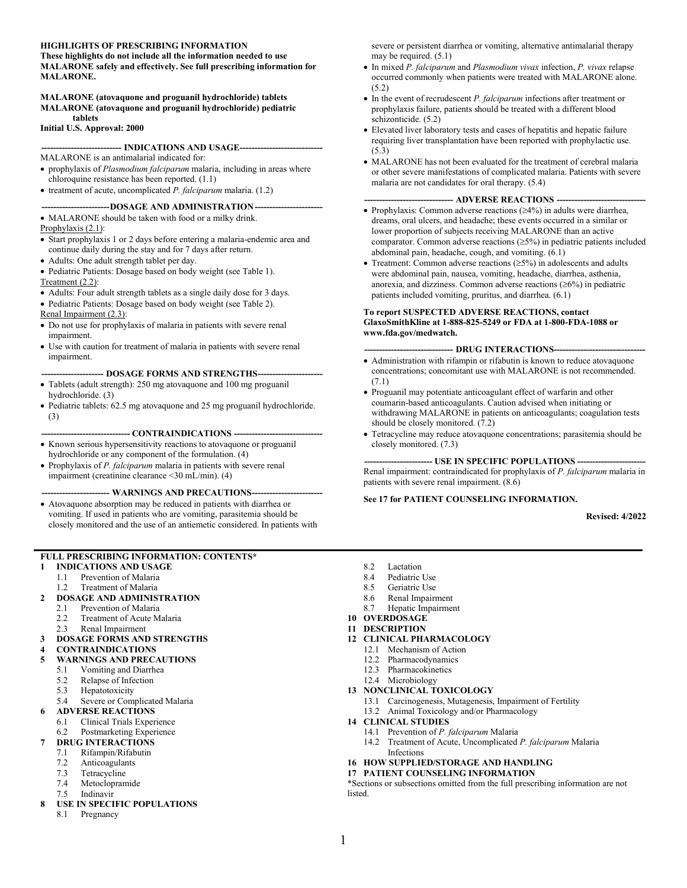**HIGHLIGHTS OF PRESCRIBING INFORMATION**
**These highlights do not include all the information needed to use MALARONE safely and effectively. See full prescribing information for MALARONE.**

**MALARONE (atovaquone and proguanil hydrochloride) tablets**
**MALARONE (atovaquone and proguanil hydrochloride) pediatric tablets**
**Initial U.S. Approval: 2000**

## INDICATIONS AND USAGE

MALARONE is an antimalarial indicated for:

- prophylaxis of *Plasmodium falciparum* malaria, including in areas where chloroquine resistance has been reported. (1.1)
- treatment of acute, uncomplicated *P. falciparum* malaria. (1.2)

## DOSAGE AND ADMINISTRATION

- MALARONE should be taken with food or a milky drink.

Prophylaxis (2.1):

- Start prophylaxis 1 or 2 days before entering a malaria-endemic area and continue daily during the stay and for 7 days after return.
- Adults: One adult strength tablet per day.
- Pediatric Patients: Dosage based on body weight (see Table 1).

Treatment (2.2):

- Adults: Four adult strength tablets as a single daily dose for 3 days.
- Pediatric Patients: Dosage based on body weight (see Table 2).

Renal Impairment (2.3):

- Do not use for prophylaxis of malaria in patients with severe renal impairment.
- Use with caution for treatment of malaria in patients with severe renal impairment.

## DOSAGE FORMS AND STRENGTHS

- Tablets (adult strength): 250 mg atovaquone and 100 mg proguanil hydrochloride. (3)
- Pediatric tablets: 62.5 mg atovaquone and 25 mg proguanil hydrochloride. (3)

## CONTRAINDICATIONS

- Known serious hypersensitivity reactions to atovaquone or proguanil hydrochloride or any component of the formulation. (4)
- Prophylaxis of *P. falciparum* malaria in patients with severe renal impairment (creatinine clearance <30 mL/min). (4)

## WARNINGS AND PRECAUTIONS

- Atovaquone absorption may be reduced in patients with diarrhea or vomiting. If used in patients who are vomiting, parasitemia should be closely monitored and the use of an antiemetic considered. In patients with severe or persistent diarrhea or vomiting, alternative antimalarial therapy may be required. (5.1)
- In mixed *P. falciparum* and *Plasmodium vivax* infection, *P. vivax* relapse occurred commonly when patients were treated with MALARONE alone. (5.2)
- In the event of recrudescent *P. falciparum* infections after treatment or prophylaxis failure, patients should be treated with a different blood schizonticide. (5.2)
- Elevated liver laboratory tests and cases of hepatitis and hepatic failure requiring liver transplantation have been reported with prophylactic use. (5.3)
- MALARONE has not been evaluated for the treatment of cerebral malaria or other severe manifestations of complicated malaria. Patients with severe malaria are not candidates for oral therapy. (5.4)

## ADVERSE REACTIONS

- Prophylaxis: Common adverse reactions (≥4%) in adults were diarrhea, dreams, oral ulcers, and headache; these events occurred in a similar or lower proportion of subjects receiving MALARONE than an active comparator. Common adverse reactions (≥5%) in pediatric patients included abdominal pain, headache, cough, and vomiting. (6.1)
- Treatment: Common adverse reactions (≥5%) in adolescents and adults were abdominal pain, nausea, vomiting, headache, diarrhea, asthenia, anorexia, and dizziness. Common adverse reactions (≥6%) in pediatric patients included vomiting, pruritus, and diarrhea. (6.1)

**To report SUSPECTED ADVERSE REACTIONS, contact GlaxoSmithKline at 1-888-825-5249 or FDA at 1-800-FDA-1088 or www.fda.gov/medwatch.**

## DRUG INTERACTIONS

- Administration with rifampin or rifabutin is known to reduce atovaquone concentrations; concomitant use with MALARONE is not recommended. (7.1)
- Proguanil may potentiate anticoagulant effect of warfarin and other coumarin-based anticoagulants. Caution advised when initiating or withdrawing MALARONE in patients on anticoagulants; coagulation tests should be closely monitored. (7.2)
- Tetracycline may reduce atovaquone concentrations; parasitemia should be closely monitored. (7.3)

## USE IN SPECIFIC POPULATIONS

Renal impairment: contraindicated for prophylaxis of *P. falciparum* malaria in patients with severe renal impairment. (8.6)

**See 17 for PATIENT COUNSELING INFORMATION.**

**Revised: 4/2022**

---

**FULL PRESCRIBING INFORMATION: CONTENTS***

**1 INDICATIONS AND USAGE**
- 1.1 Prevention of Malaria
- 1.2 Treatment of Malaria

**2 DOSAGE AND ADMINISTRATION**
- 2.1 Prevention of Malaria
- 2.2 Treatment of Acute Malaria
- 2.3 Renal Impairment

**3 DOSAGE FORMS AND STRENGTHS**

**4 CONTRAINDICATIONS**

**5 WARNINGS AND PRECAUTIONS**
- 5.1 Vomiting and Diarrhea
- 5.2 Relapse of Infection
- 5.3 Hepatotoxicity
- 5.4 Severe or Complicated Malaria

**6 ADVERSE REACTIONS**
- 6.1 Clinical Trials Experience
- 6.2 Postmarketing Experience

**7 DRUG INTERACTIONS**
- 7.1 Rifampin/Rifabutin
- 7.2 Anticoagulants
- 7.3 Tetracycline
- 7.4 Metoclopramide
- 7.5 Indinavir

**8 USE IN SPECIFIC POPULATIONS**
- 8.1 Pregnancy
- 8.2 Lactation
- 8.4 Pediatric Use
- 8.5 Geriatric Use
- 8.6 Renal Impairment
- 8.7 Hepatic Impairment

**10 OVERDOSAGE**

**11 DESCRIPTION**

**12 CLINICAL PHARMACOLOGY**
- 12.1 Mechanism of Action
- 12.2 Pharmacodynamics
- 12.3 Pharmacokinetics
- 12.4 Microbiology

**13 NONCLINICAL TOXICOLOGY**
- 13.1 Carcinogenesis, Mutagenesis, Impairment of Fertility
- 13.2 Animal Toxicology and/or Pharmacology

**14 CLINICAL STUDIES**
- 14.1 Prevention of *P. falciparum* Malaria
- 14.2 Treatment of Acute, Uncomplicated *P. falciparum* Malaria Infections

**16 HOW SUPPLIED/STORAGE AND HANDLING**

**17 PATIENT COUNSELING INFORMATION**

*Sections or subsections omitted from the full prescribing information are not listed.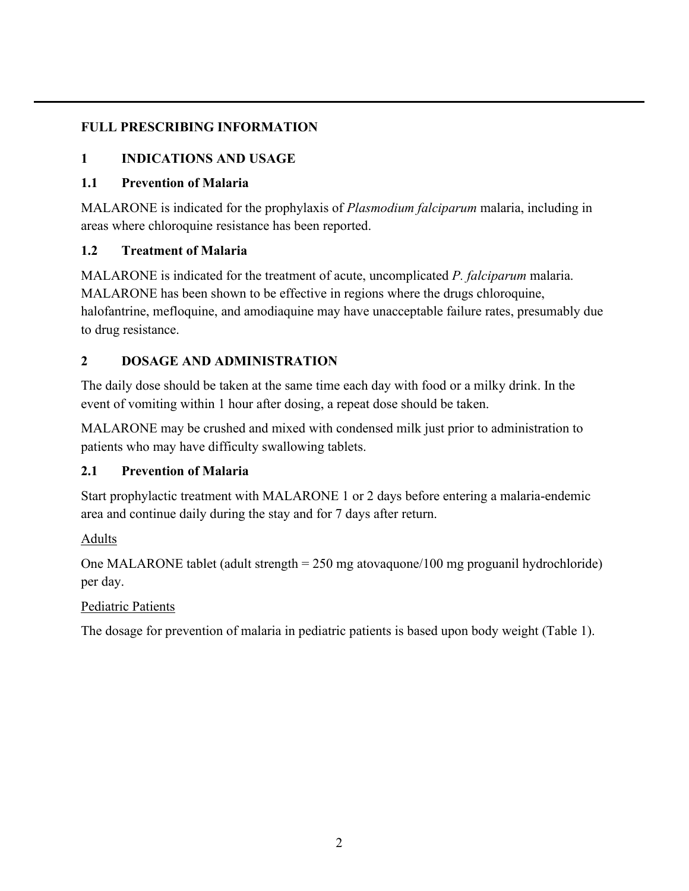# FULL PRESCRIBING INFORMATION

## 1 INDICATIONS AND USAGE

### 1.1 Prevention of Malaria

MALARONE is indicated for the prophylaxis of *Plasmodium falciparum* malaria, including in areas where chloroquine resistance has been reported.

### 1.2 Treatment of Malaria

MALARONE is indicated for the treatment of acute, uncomplicated *P. falciparum* malaria. MALARONE has been shown to be effective in regions where the drugs chloroquine, halofantrine, mefloquine, and amodiaquine may have unacceptable failure rates, presumably due to drug resistance.

## 2 DOSAGE AND ADMINISTRATION

The daily dose should be taken at the same time each day with food or a milky drink. In the event of vomiting within 1 hour after dosing, a repeat dose should be taken.

MALARONE may be crushed and mixed with condensed milk just prior to administration to patients who may have difficulty swallowing tablets.

### 2.1 Prevention of Malaria

Start prophylactic treatment with MALARONE 1 or 2 days before entering a malaria-endemic area and continue daily during the stay and for 7 days after return.

Adults

One MALARONE tablet (adult strength = 250 mg atovaquone/100 mg proguanil hydrochloride) per day.

Pediatric Patients

The dosage for prevention of malaria in pediatric patients is based upon body weight (Table 1).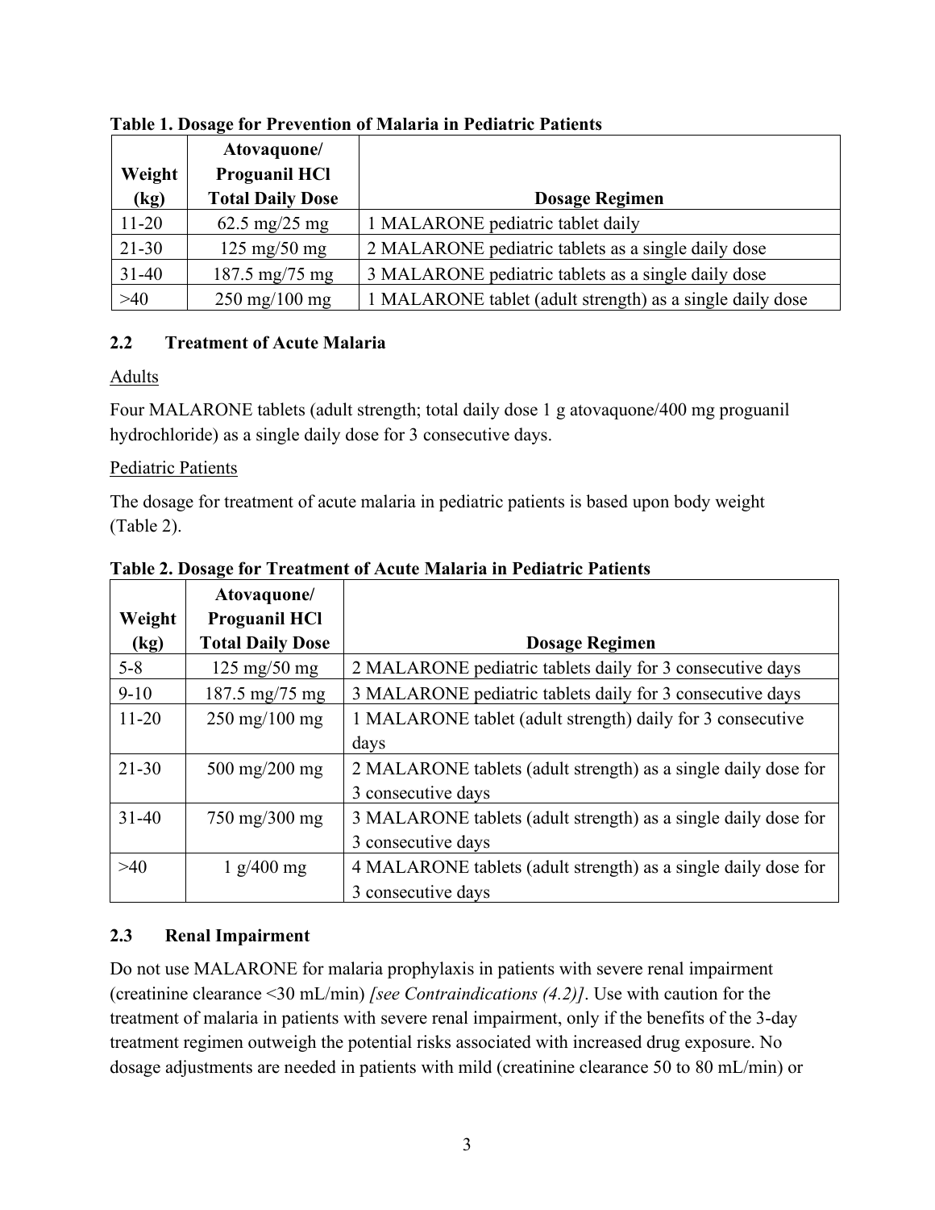**Table 1. Dosage for Prevention of Malaria in Pediatric Patients**

| Weight (kg) | Atovaquone/ Proguanil HCl Total Daily Dose | Dosage Regimen |
|---|---|---|
| 11-20 | 62.5 mg/25 mg | 1 MALARONE pediatric tablet daily |
| 21-30 | 125 mg/50 mg | 2 MALARONE pediatric tablets as a single daily dose |
| 31-40 | 187.5 mg/75 mg | 3 MALARONE pediatric tablets as a single daily dose |
| >40 | 250 mg/100 mg | 1 MALARONE tablet (adult strength) as a single daily dose |

## 2.2 Treatment of Acute Malaria

Adults

Four MALARONE tablets (adult strength; total daily dose 1 g atovaquone/400 mg proguanil hydrochloride) as a single daily dose for 3 consecutive days.

Pediatric Patients

The dosage for treatment of acute malaria in pediatric patients is based upon body weight (Table 2).

**Table 2. Dosage for Treatment of Acute Malaria in Pediatric Patients**

| Weight (kg) | Atovaquone/ Proguanil HCl Total Daily Dose | Dosage Regimen |
|---|---|---|
| 5-8 | 125 mg/50 mg | 2 MALARONE pediatric tablets daily for 3 consecutive days |
| 9-10 | 187.5 mg/75 mg | 3 MALARONE pediatric tablets daily for 3 consecutive days |
| 11-20 | 250 mg/100 mg | 1 MALARONE tablet (adult strength) daily for 3 consecutive days |
| 21-30 | 500 mg/200 mg | 2 MALARONE tablets (adult strength) as a single daily dose for 3 consecutive days |
| 31-40 | 750 mg/300 mg | 3 MALARONE tablets (adult strength) as a single daily dose for 3 consecutive days |
| >40 | 1 g/400 mg | 4 MALARONE tablets (adult strength) as a single daily dose for 3 consecutive days |

## 2.3 Renal Impairment

Do not use MALARONE for malaria prophylaxis in patients with severe renal impairment (creatinine clearance <30 mL/min) *[see Contraindications (4.2)]*. Use with caution for the treatment of malaria in patients with severe renal impairment, only if the benefits of the 3-day treatment regimen outweigh the potential risks associated with increased drug exposure. No dosage adjustments are needed in patients with mild (creatinine clearance 50 to 80 mL/min) or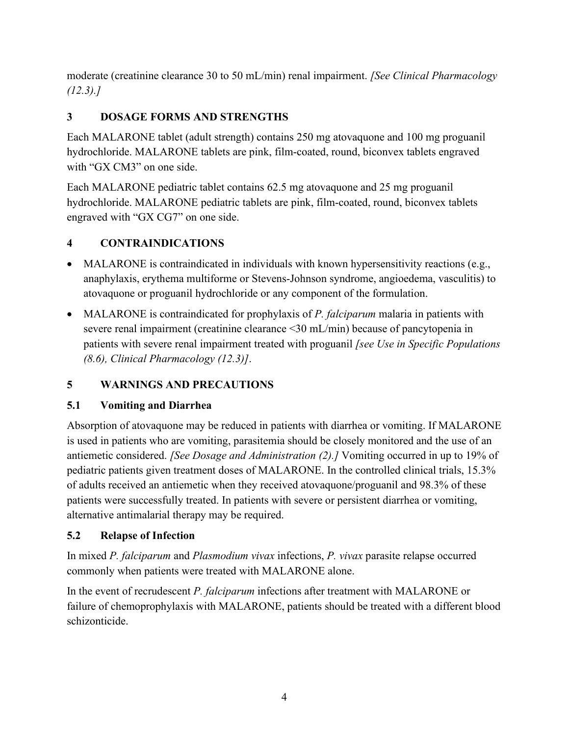moderate (creatinine clearance 30 to 50 mL/min) renal impairment. *[See Clinical Pharmacology (12.3).]*

## 3 DOSAGE FORMS AND STRENGTHS

Each MALARONE tablet (adult strength) contains 250 mg atovaquone and 100 mg proguanil hydrochloride. MALARONE tablets are pink, film-coated, round, biconvex tablets engraved with "GX CM3" on one side.

Each MALARONE pediatric tablet contains 62.5 mg atovaquone and 25 mg proguanil hydrochloride. MALARONE pediatric tablets are pink, film-coated, round, biconvex tablets engraved with "GX CG7" on one side.

## 4 CONTRAINDICATIONS

- MALARONE is contraindicated in individuals with known hypersensitivity reactions (e.g., anaphylaxis, erythema multiforme or Stevens-Johnson syndrome, angioedema, vasculitis) to atovaquone or proguanil hydrochloride or any component of the formulation.
- MALARONE is contraindicated for prophylaxis of *P. falciparum* malaria in patients with severe renal impairment (creatinine clearance <30 mL/min) because of pancytopenia in patients with severe renal impairment treated with proguanil *[see Use in Specific Populations (8.6), Clinical Pharmacology (12.3)]*.

## 5 WARNINGS AND PRECAUTIONS

### 5.1 Vomiting and Diarrhea

Absorption of atovaquone may be reduced in patients with diarrhea or vomiting. If MALARONE is used in patients who are vomiting, parasitemia should be closely monitored and the use of an antiemetic considered. *[See Dosage and Administration (2).]* Vomiting occurred in up to 19% of pediatric patients given treatment doses of MALARONE. In the controlled clinical trials, 15.3% of adults received an antiemetic when they received atovaquone/proguanil and 98.3% of these patients were successfully treated. In patients with severe or persistent diarrhea or vomiting, alternative antimalarial therapy may be required.

### 5.2 Relapse of Infection

In mixed *P. falciparum* and *Plasmodium vivax* infections, *P. vivax* parasite relapse occurred commonly when patients were treated with MALARONE alone.

In the event of recrudescent *P. falciparum* infections after treatment with MALARONE or failure of chemoprophylaxis with MALARONE, patients should be treated with a different blood schizonticide.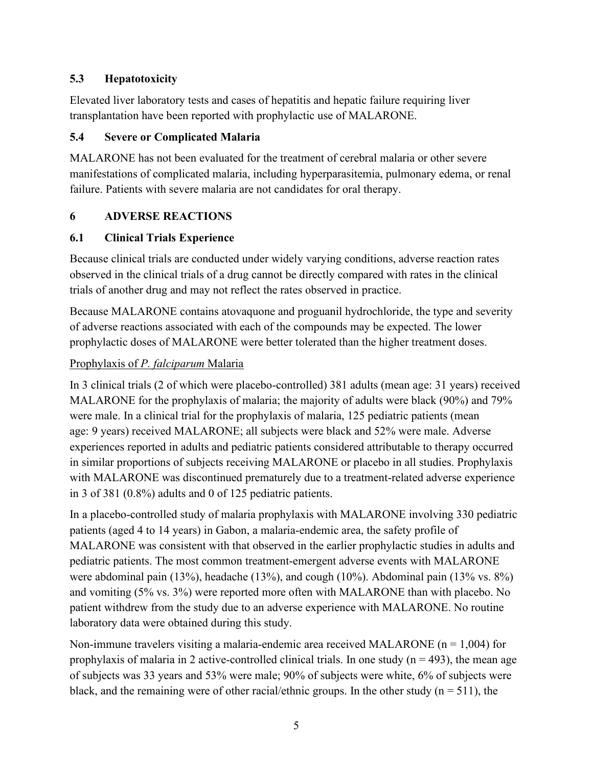### 5.3 Hepatotoxicity

Elevated liver laboratory tests and cases of hepatitis and hepatic failure requiring liver transplantation have been reported with prophylactic use of MALARONE.

### 5.4 Severe or Complicated Malaria

MALARONE has not been evaluated for the treatment of cerebral malaria or other severe manifestations of complicated malaria, including hyperparasitemia, pulmonary edema, or renal failure. Patients with severe malaria are not candidates for oral therapy.

## 6 ADVERSE REACTIONS

### 6.1 Clinical Trials Experience

Because clinical trials are conducted under widely varying conditions, adverse reaction rates observed in the clinical trials of a drug cannot be directly compared with rates in the clinical trials of another drug and may not reflect the rates observed in practice.

Because MALARONE contains atovaquone and proguanil hydrochloride, the type and severity of adverse reactions associated with each of the compounds may be expected. The lower prophylactic doses of MALARONE were better tolerated than the higher treatment doses.

Prophylaxis of *P. falciparum* Malaria

In 3 clinical trials (2 of which were placebo-controlled) 381 adults (mean age: 31 years) received MALARONE for the prophylaxis of malaria; the majority of adults were black (90%) and 79% were male. In a clinical trial for the prophylaxis of malaria, 125 pediatric patients (mean age: 9 years) received MALARONE; all subjects were black and 52% were male. Adverse experiences reported in adults and pediatric patients considered attributable to therapy occurred in similar proportions of subjects receiving MALARONE or placebo in all studies. Prophylaxis with MALARONE was discontinued prematurely due to a treatment-related adverse experience in 3 of 381 (0.8%) adults and 0 of 125 pediatric patients.

In a placebo-controlled study of malaria prophylaxis with MALARONE involving 330 pediatric patients (aged 4 to 14 years) in Gabon, a malaria-endemic area, the safety profile of MALARONE was consistent with that observed in the earlier prophylactic studies in adults and pediatric patients. The most common treatment-emergent adverse events with MALARONE were abdominal pain (13%), headache (13%), and cough (10%). Abdominal pain (13% vs. 8%) and vomiting (5% vs. 3%) were reported more often with MALARONE than with placebo. No patient withdrew from the study due to an adverse experience with MALARONE. No routine laboratory data were obtained during this study.

Non-immune travelers visiting a malaria-endemic area received MALARONE (n = 1,004) for prophylaxis of malaria in 2 active-controlled clinical trials. In one study (n = 493), the mean age of subjects was 33 years and 53% were male; 90% of subjects were white, 6% of subjects were black, and the remaining were of other racial/ethnic groups. In the other study (n = 511), the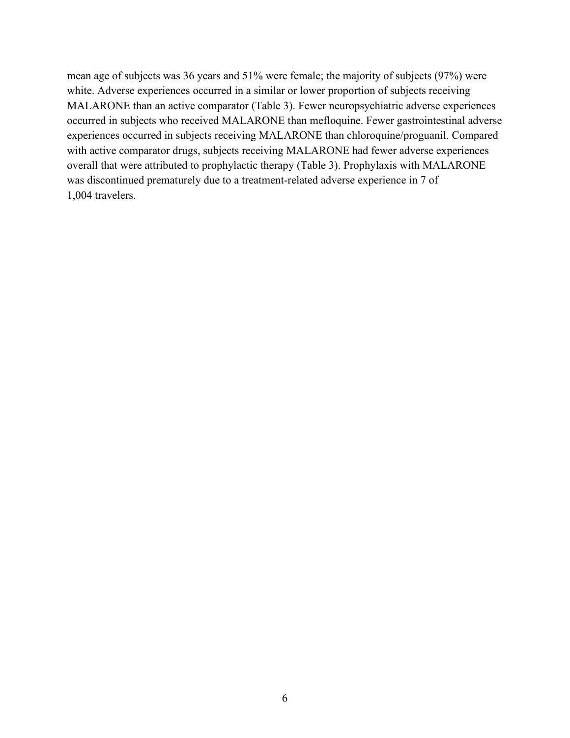mean age of subjects was 36 years and 51% were female; the majority of subjects (97%) were white. Adverse experiences occurred in a similar or lower proportion of subjects receiving MALARONE than an active comparator (Table 3). Fewer neuropsychiatric adverse experiences occurred in subjects who received MALARONE than mefloquine. Fewer gastrointestinal adverse experiences occurred in subjects receiving MALARONE than chloroquine/proguanil. Compared with active comparator drugs, subjects receiving MALARONE had fewer adverse experiences overall that were attributed to prophylactic therapy (Table 3). Prophylaxis with MALARONE was discontinued prematurely due to a treatment-related adverse experience in 7 of 1,004 travelers.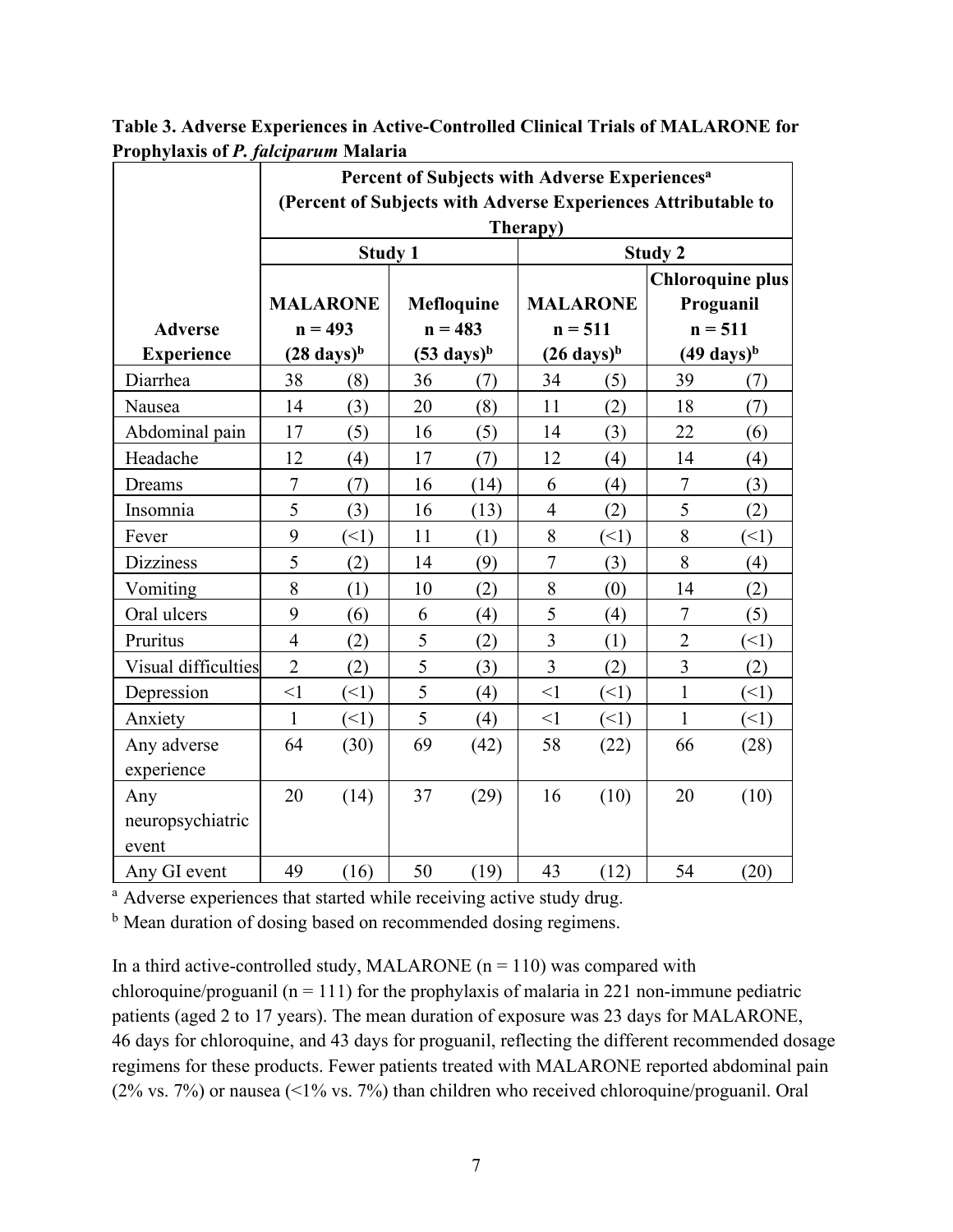**Table 3. Adverse Experiences in Active-Controlled Clinical Trials of MALARONE for Prophylaxis of *P. falciparum* Malaria**

| Adverse Experience | Percent of Subjects with Adverse Experiences[a] (Percent of Subjects with Adverse Experiences Attributable to Therapy) | | | | | | | |
|---|---|---|---|---|---|---|---|---|
| | Study 1 | | | | Study 2 | | | |
| | MALARONE n = 493 (28 days)[b] | | Mefloquine n = 483 (53 days)[b] | | MALARONE n = 511 (26 days)[b] | | Chloroquine plus Proguanil n = 511 (49 days)[b] | |
| Diarrhea | 38 | (8) | 36 | (7) | 34 | (5) | 39 | (7) |
| Nausea | 14 | (3) | 20 | (8) | 11 | (2) | 18 | (7) |
| Abdominal pain | 17 | (5) | 16 | (5) | 14 | (3) | 22 | (6) |
| Headache | 12 | (4) | 17 | (7) | 12 | (4) | 14 | (4) |
| Dreams | 7 | (7) | 16 | (14) | 6 | (4) | 7 | (3) |
| Insomnia | 5 | (3) | 16 | (13) | 4 | (2) | 5 | (2) |
| Fever | 9 | (<1) | 11 | (1) | 8 | (<1) | 8 | (<1) |
| Dizziness | 5 | (2) | 14 | (9) | 7 | (3) | 8 | (4) |
| Vomiting | 8 | (1) | 10 | (2) | 8 | (0) | 14 | (2) |
| Oral ulcers | 9 | (6) | 6 | (4) | 5 | (4) | 7 | (5) |
| Pruritus | 4 | (2) | 5 | (2) | 3 | (1) | 2 | (<1) |
| Visual difficulties | 2 | (2) | 5 | (3) | 3 | (2) | 3 | (2) |
| Depression | <1 | (<1) | 5 | (4) | <1 | (<1) | 1 | (<1) |
| Anxiety | 1 | (<1) | 5 | (4) | <1 | (<1) | 1 | (<1) |
| Any adverse experience | 64 | (30) | 69 | (42) | 58 | (22) | 66 | (28) |
| Any neuropsychiatric event | 20 | (14) | 37 | (29) | 16 | (10) | 20 | (10) |
| Any GI event | 49 | (16) | 50 | (19) | 43 | (12) | 54 | (20) |

[a] Adverse experiences that started while receiving active study drug.

[b] Mean duration of dosing based on recommended dosing regimens.

In a third active-controlled study, MALARONE (n = 110) was compared with chloroquine/proguanil (n = 111) for the prophylaxis of malaria in 221 non-immune pediatric patients (aged 2 to 17 years). The mean duration of exposure was 23 days for MALARONE, 46 days for chloroquine, and 43 days for proguanil, reflecting the different recommended dosage regimens for these products. Fewer patients treated with MALARONE reported abdominal pain (2% vs. 7%) or nausea (<1% vs. 7%) than children who received chloroquine/proguanil. Oral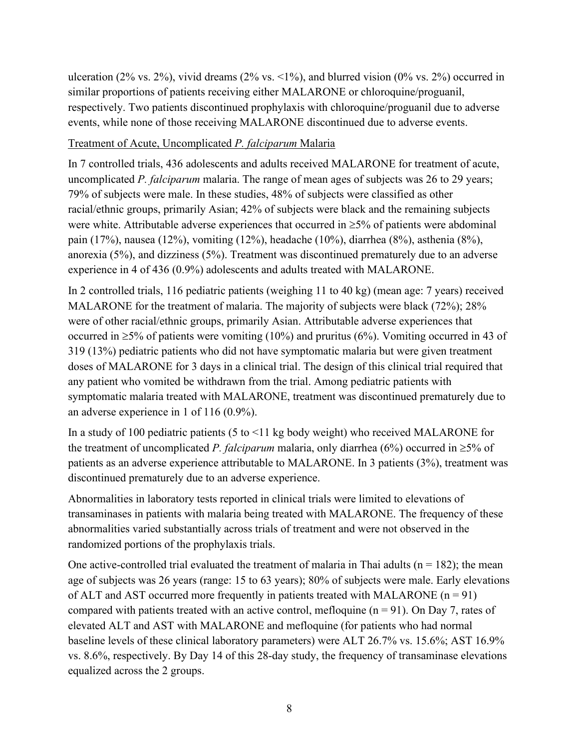ulceration (2% vs. 2%), vivid dreams (2% vs. <1%), and blurred vision (0% vs. 2%) occurred in similar proportions of patients receiving either MALARONE or chloroquine/proguanil, respectively. Two patients discontinued prophylaxis with chloroquine/proguanil due to adverse events, while none of those receiving MALARONE discontinued due to adverse events.

Treatment of Acute, Uncomplicated *P. falciparum* Malaria

In 7 controlled trials, 436 adolescents and adults received MALARONE for treatment of acute, uncomplicated *P. falciparum* malaria. The range of mean ages of subjects was 26 to 29 years; 79% of subjects were male. In these studies, 48% of subjects were classified as other racial/ethnic groups, primarily Asian; 42% of subjects were black and the remaining subjects were white. Attributable adverse experiences that occurred in ≥5% of patients were abdominal pain (17%), nausea (12%), vomiting (12%), headache (10%), diarrhea (8%), asthenia (8%), anorexia (5%), and dizziness (5%). Treatment was discontinued prematurely due to an adverse experience in 4 of 436 (0.9%) adolescents and adults treated with MALARONE.

In 2 controlled trials, 116 pediatric patients (weighing 11 to 40 kg) (mean age: 7 years) received MALARONE for the treatment of malaria. The majority of subjects were black (72%); 28% were of other racial/ethnic groups, primarily Asian. Attributable adverse experiences that occurred in ≥5% of patients were vomiting (10%) and pruritus (6%). Vomiting occurred in 43 of 319 (13%) pediatric patients who did not have symptomatic malaria but were given treatment doses of MALARONE for 3 days in a clinical trial. The design of this clinical trial required that any patient who vomited be withdrawn from the trial. Among pediatric patients with symptomatic malaria treated with MALARONE, treatment was discontinued prematurely due to an adverse experience in 1 of 116 (0.9%).

In a study of 100 pediatric patients (5 to <11 kg body weight) who received MALARONE for the treatment of uncomplicated *P. falciparum* malaria, only diarrhea (6%) occurred in ≥5% of patients as an adverse experience attributable to MALARONE. In 3 patients (3%), treatment was discontinued prematurely due to an adverse experience.

Abnormalities in laboratory tests reported in clinical trials were limited to elevations of transaminases in patients with malaria being treated with MALARONE. The frequency of these abnormalities varied substantially across trials of treatment and were not observed in the randomized portions of the prophylaxis trials.

One active-controlled trial evaluated the treatment of malaria in Thai adults (n = 182); the mean age of subjects was 26 years (range: 15 to 63 years); 80% of subjects were male. Early elevations of ALT and AST occurred more frequently in patients treated with MALARONE (n = 91) compared with patients treated with an active control, mefloquine (n = 91). On Day 7, rates of elevated ALT and AST with MALARONE and mefloquine (for patients who had normal baseline levels of these clinical laboratory parameters) were ALT 26.7% vs. 15.6%; AST 16.9% vs. 8.6%, respectively. By Day 14 of this 28-day study, the frequency of transaminase elevations equalized across the 2 groups.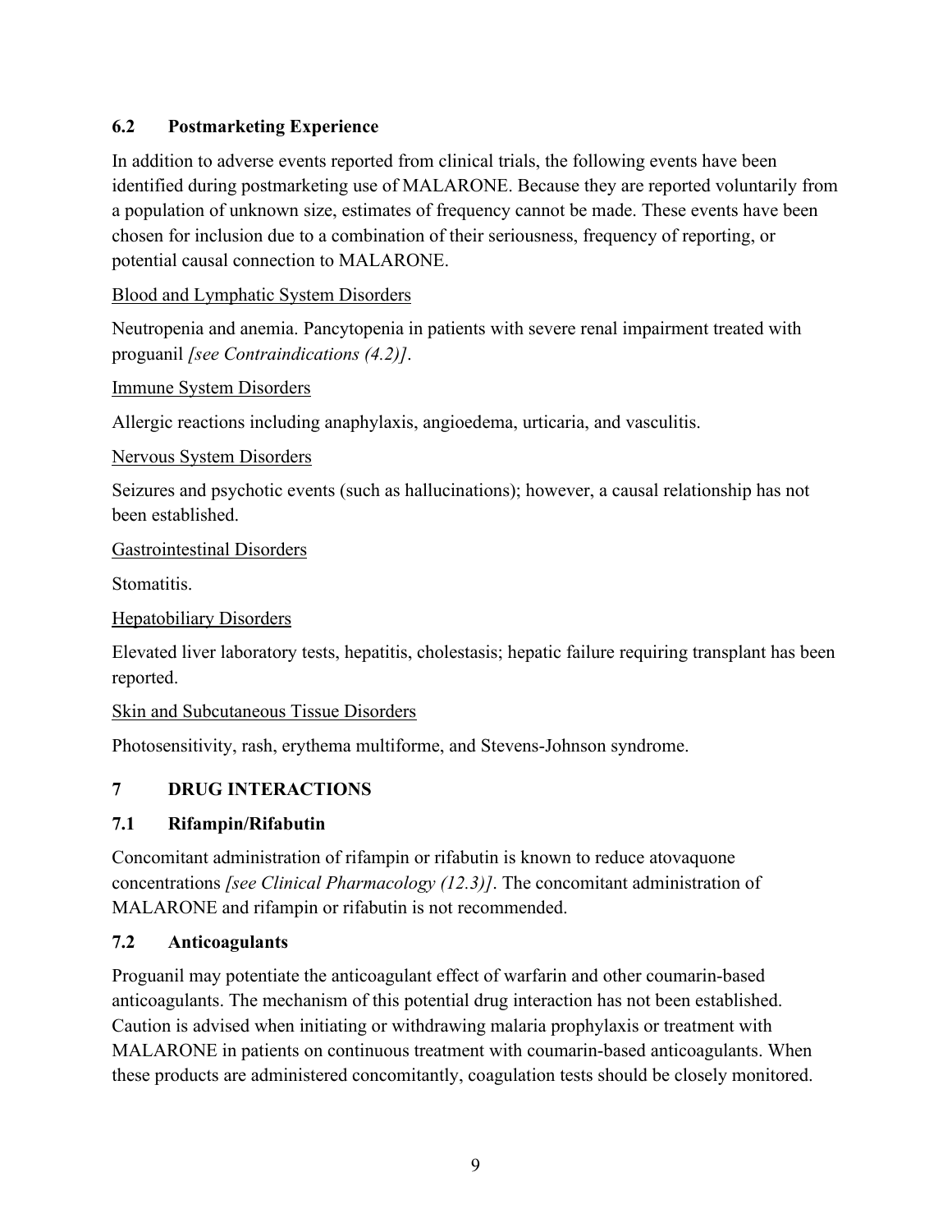### 6.2 Postmarketing Experience

In addition to adverse events reported from clinical trials, the following events have been identified during postmarketing use of MALARONE. Because they are reported voluntarily from a population of unknown size, estimates of frequency cannot be made. These events have been chosen for inclusion due to a combination of their seriousness, frequency of reporting, or potential causal connection to MALARONE.

<u>Blood and Lymphatic System Disorders</u>

Neutropenia and anemia. Pancytopenia in patients with severe renal impairment treated with proguanil *[see Contraindications (4.2)]*.

<u>Immune System Disorders</u>

Allergic reactions including anaphylaxis, angioedema, urticaria, and vasculitis.

<u>Nervous System Disorders</u>

Seizures and psychotic events (such as hallucinations); however, a causal relationship has not been established.

<u>Gastrointestinal Disorders</u>

Stomatitis.

<u>Hepatobiliary Disorders</u>

Elevated liver laboratory tests, hepatitis, cholestasis; hepatic failure requiring transplant has been reported.

<u>Skin and Subcutaneous Tissue Disorders</u>

Photosensitivity, rash, erythema multiforme, and Stevens-Johnson syndrome.

## 7 DRUG INTERACTIONS

### 7.1 Rifampin/Rifabutin

Concomitant administration of rifampin or rifabutin is known to reduce atovaquone concentrations *[see Clinical Pharmacology (12.3)]*. The concomitant administration of MALARONE and rifampin or rifabutin is not recommended.

### 7.2 Anticoagulants

Proguanil may potentiate the anticoagulant effect of warfarin and other coumarin-based anticoagulants. The mechanism of this potential drug interaction has not been established. Caution is advised when initiating or withdrawing malaria prophylaxis or treatment with MALARONE in patients on continuous treatment with coumarin-based anticoagulants. When these products are administered concomitantly, coagulation tests should be closely monitored.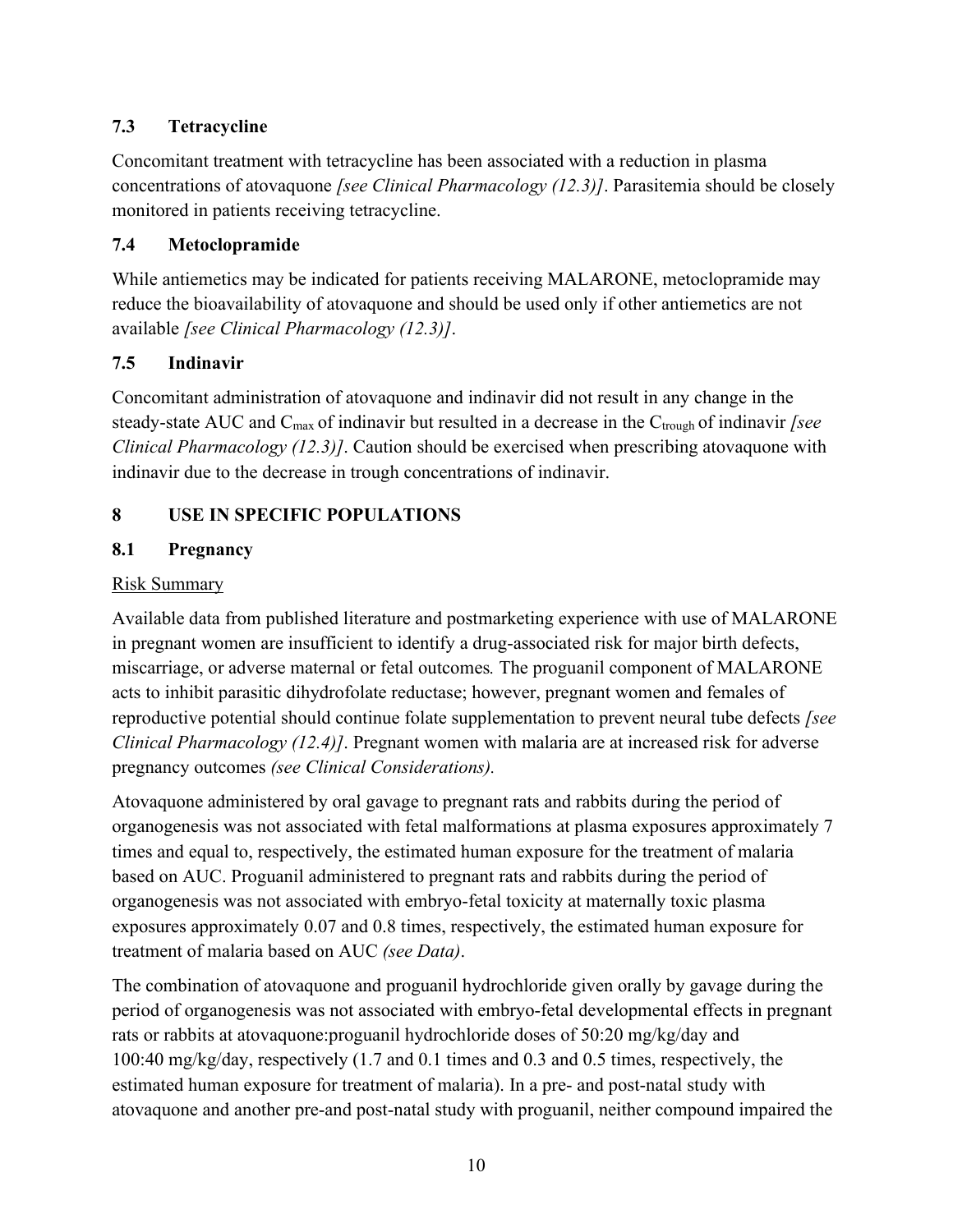### 7.3 Tetracycline

Concomitant treatment with tetracycline has been associated with a reduction in plasma concentrations of atovaquone *[see Clinical Pharmacology (12.3)]*. Parasitemia should be closely monitored in patients receiving tetracycline.

### 7.4 Metoclopramide

While antiemetics may be indicated for patients receiving MALARONE, metoclopramide may reduce the bioavailability of atovaquone and should be used only if other antiemetics are not available *[see Clinical Pharmacology (12.3)]*.

### 7.5 Indinavir

Concomitant administration of atovaquone and indinavir did not result in any change in the steady-state AUC and $C_{max}$ of indinavir but resulted in a decrease in the $C_{trough}$ of indinavir *[see Clinical Pharmacology (12.3)]*. Caution should be exercised when prescribing atovaquone with indinavir due to the decrease in trough concentrations of indinavir.

## 8 USE IN SPECIFIC POPULATIONS

### 8.1 Pregnancy

Risk Summary

Available data from published literature and postmarketing experience with use of MALARONE in pregnant women are insufficient to identify a drug-associated risk for major birth defects, miscarriage, or adverse maternal or fetal outcomes*.* The proguanil component of MALARONE acts to inhibit parasitic dihydrofolate reductase; however, pregnant women and females of reproductive potential should continue folate supplementation to prevent neural tube defects *[see Clinical Pharmacology (12.4)]*. Pregnant women with malaria are at increased risk for adverse pregnancy outcomes *(see Clinical Considerations).*

Atovaquone administered by oral gavage to pregnant rats and rabbits during the period of organogenesis was not associated with fetal malformations at plasma exposures approximately 7 times and equal to, respectively, the estimated human exposure for the treatment of malaria based on AUC. Proguanil administered to pregnant rats and rabbits during the period of organogenesis was not associated with embryo-fetal toxicity at maternally toxic plasma exposures approximately 0.07 and 0.8 times, respectively, the estimated human exposure for treatment of malaria based on AUC *(see Data)*.

The combination of atovaquone and proguanil hydrochloride given orally by gavage during the period of organogenesis was not associated with embryo-fetal developmental effects in pregnant rats or rabbits at atovaquone:proguanil hydrochloride doses of 50:20 mg/kg/day and 100:40 mg/kg/day, respectively (1.7 and 0.1 times and 0.3 and 0.5 times, respectively, the estimated human exposure for treatment of malaria). In a pre- and post-natal study with atovaquone and another pre-and post-natal study with proguanil, neither compound impaired the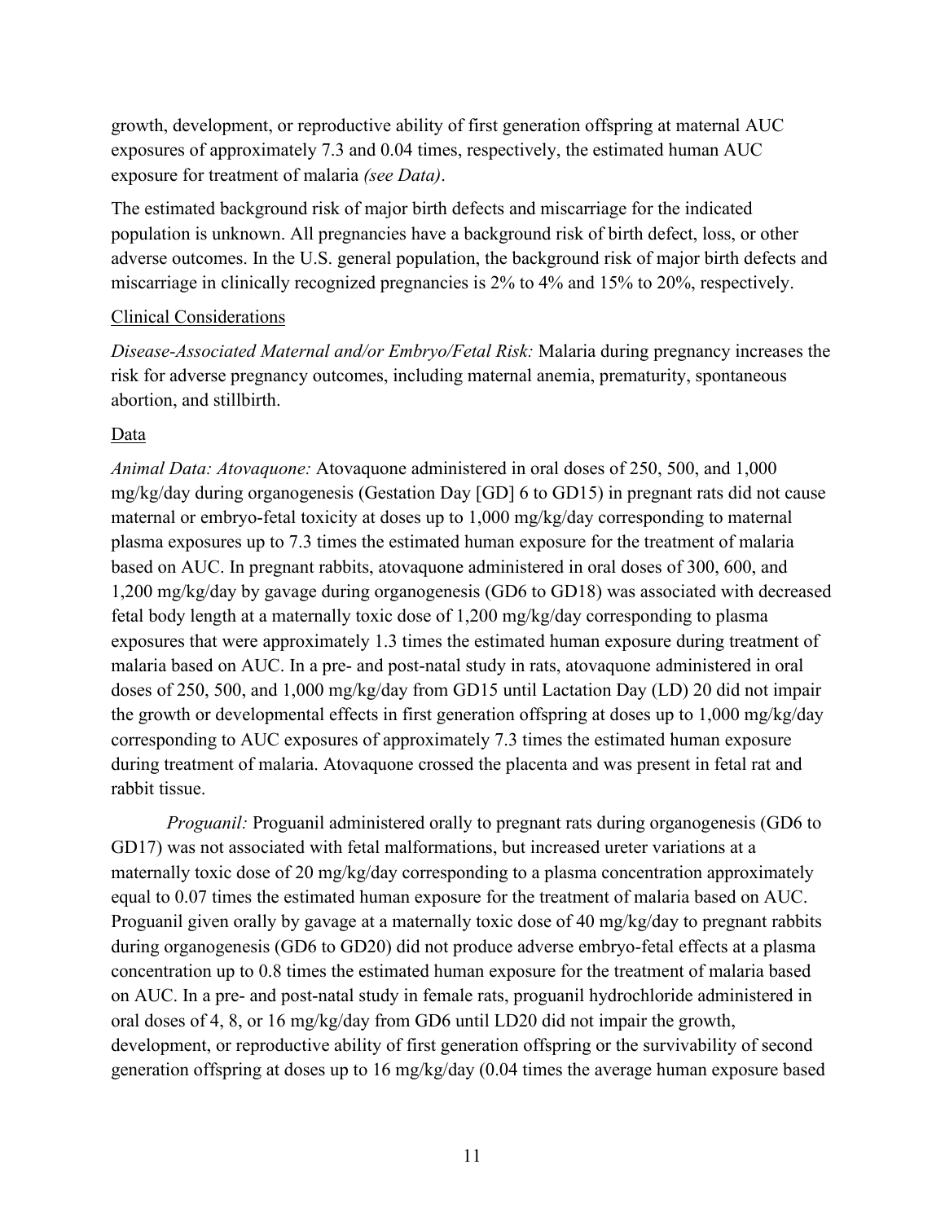growth, development, or reproductive ability of first generation offspring at maternal AUC exposures of approximately 7.3 and 0.04 times, respectively, the estimated human AUC exposure for treatment of malaria *(see Data)*.

The estimated background risk of major birth defects and miscarriage for the indicated population is unknown. All pregnancies have a background risk of birth defect, loss, or other adverse outcomes. In the U.S. general population, the background risk of major birth defects and miscarriage in clinically recognized pregnancies is 2% to 4% and 15% to 20%, respectively.

<u>Clinical Considerations</u>

*Disease-Associated Maternal and/or Embryo/Fetal Risk:* Malaria during pregnancy increases the risk for adverse pregnancy outcomes, including maternal anemia, prematurity, spontaneous abortion, and stillbirth.

<u>Data</u>

*Animal Data: Atovaquone:* Atovaquone administered in oral doses of 250, 500, and 1,000 mg/kg/day during organogenesis (Gestation Day [GD] 6 to GD15) in pregnant rats did not cause maternal or embryo-fetal toxicity at doses up to 1,000 mg/kg/day corresponding to maternal plasma exposures up to 7.3 times the estimated human exposure for the treatment of malaria based on AUC. In pregnant rabbits, atovaquone administered in oral doses of 300, 600, and 1,200 mg/kg/day by gavage during organogenesis (GD6 to GD18) was associated with decreased fetal body length at a maternally toxic dose of 1,200 mg/kg/day corresponding to plasma exposures that were approximately 1.3 times the estimated human exposure during treatment of malaria based on AUC. In a pre- and post-natal study in rats, atovaquone administered in oral doses of 250, 500, and 1,000 mg/kg/day from GD15 until Lactation Day (LD) 20 did not impair the growth or developmental effects in first generation offspring at doses up to 1,000 mg/kg/day corresponding to AUC exposures of approximately 7.3 times the estimated human exposure during treatment of malaria. Atovaquone crossed the placenta and was present in fetal rat and rabbit tissue.

*Proguanil:* Proguanil administered orally to pregnant rats during organogenesis (GD6 to GD17) was not associated with fetal malformations, but increased ureter variations at a maternally toxic dose of 20 mg/kg/day corresponding to a plasma concentration approximately equal to 0.07 times the estimated human exposure for the treatment of malaria based on AUC. Proguanil given orally by gavage at a maternally toxic dose of 40 mg/kg/day to pregnant rabbits during organogenesis (GD6 to GD20) did not produce adverse embryo-fetal effects at a plasma concentration up to 0.8 times the estimated human exposure for the treatment of malaria based on AUC. In a pre- and post-natal study in female rats, proguanil hydrochloride administered in oral doses of 4, 8, or 16 mg/kg/day from GD6 until LD20 did not impair the growth, development, or reproductive ability of first generation offspring or the survivability of second generation offspring at doses up to 16 mg/kg/day (0.04 times the average human exposure based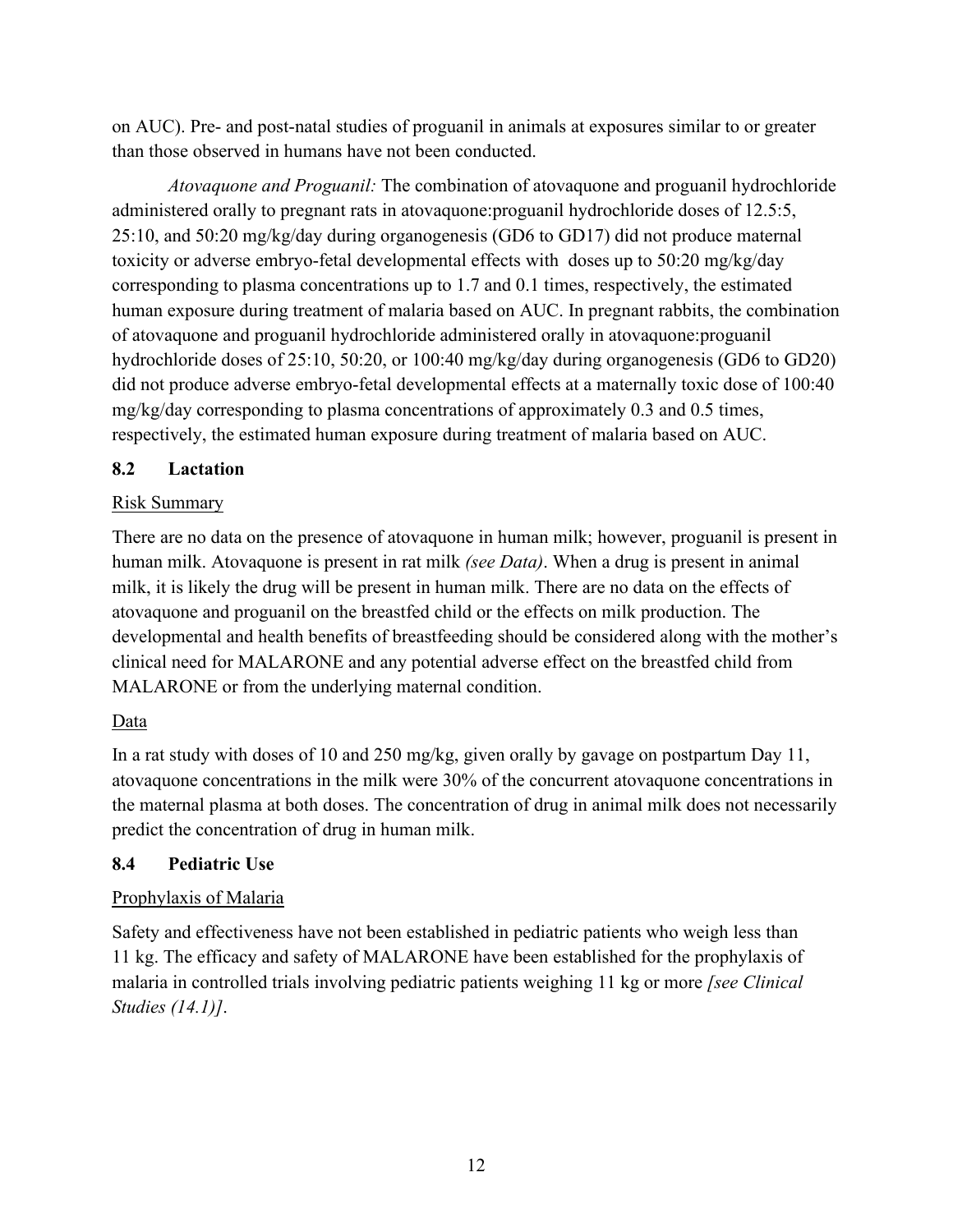on AUC). Pre- and post-natal studies of proguanil in animals at exposures similar to or greater than those observed in humans have not been conducted.

*Atovaquone and Proguanil:* The combination of atovaquone and proguanil hydrochloride administered orally to pregnant rats in atovaquone:proguanil hydrochloride doses of 12.5:5, 25:10, and 50:20 mg/kg/day during organogenesis (GD6 to GD17) did not produce maternal toxicity or adverse embryo-fetal developmental effects with doses up to 50:20 mg/kg/day corresponding to plasma concentrations up to 1.7 and 0.1 times, respectively, the estimated human exposure during treatment of malaria based on AUC. In pregnant rabbits, the combination of atovaquone and proguanil hydrochloride administered orally in atovaquone:proguanil hydrochloride doses of 25:10, 50:20, or 100:40 mg/kg/day during organogenesis (GD6 to GD20) did not produce adverse embryo-fetal developmental effects at a maternally toxic dose of 100:40 mg/kg/day corresponding to plasma concentrations of approximately 0.3 and 0.5 times, respectively, the estimated human exposure during treatment of malaria based on AUC.

## 8.2 Lactation

Risk Summary

There are no data on the presence of atovaquone in human milk; however, proguanil is present in human milk. Atovaquone is present in rat milk *(see Data)*. When a drug is present in animal milk, it is likely the drug will be present in human milk. There are no data on the effects of atovaquone and proguanil on the breastfed child or the effects on milk production. The developmental and health benefits of breastfeeding should be considered along with the mother's clinical need for MALARONE and any potential adverse effect on the breastfed child from MALARONE or from the underlying maternal condition.

Data

In a rat study with doses of 10 and 250 mg/kg, given orally by gavage on postpartum Day 11, atovaquone concentrations in the milk were 30% of the concurrent atovaquone concentrations in the maternal plasma at both doses. The concentration of drug in animal milk does not necessarily predict the concentration of drug in human milk.

## 8.4 Pediatric Use

Prophylaxis of Malaria

Safety and effectiveness have not been established in pediatric patients who weigh less than 11 kg. The efficacy and safety of MALARONE have been established for the prophylaxis of malaria in controlled trials involving pediatric patients weighing 11 kg or more *[see Clinical Studies (14.1)]*.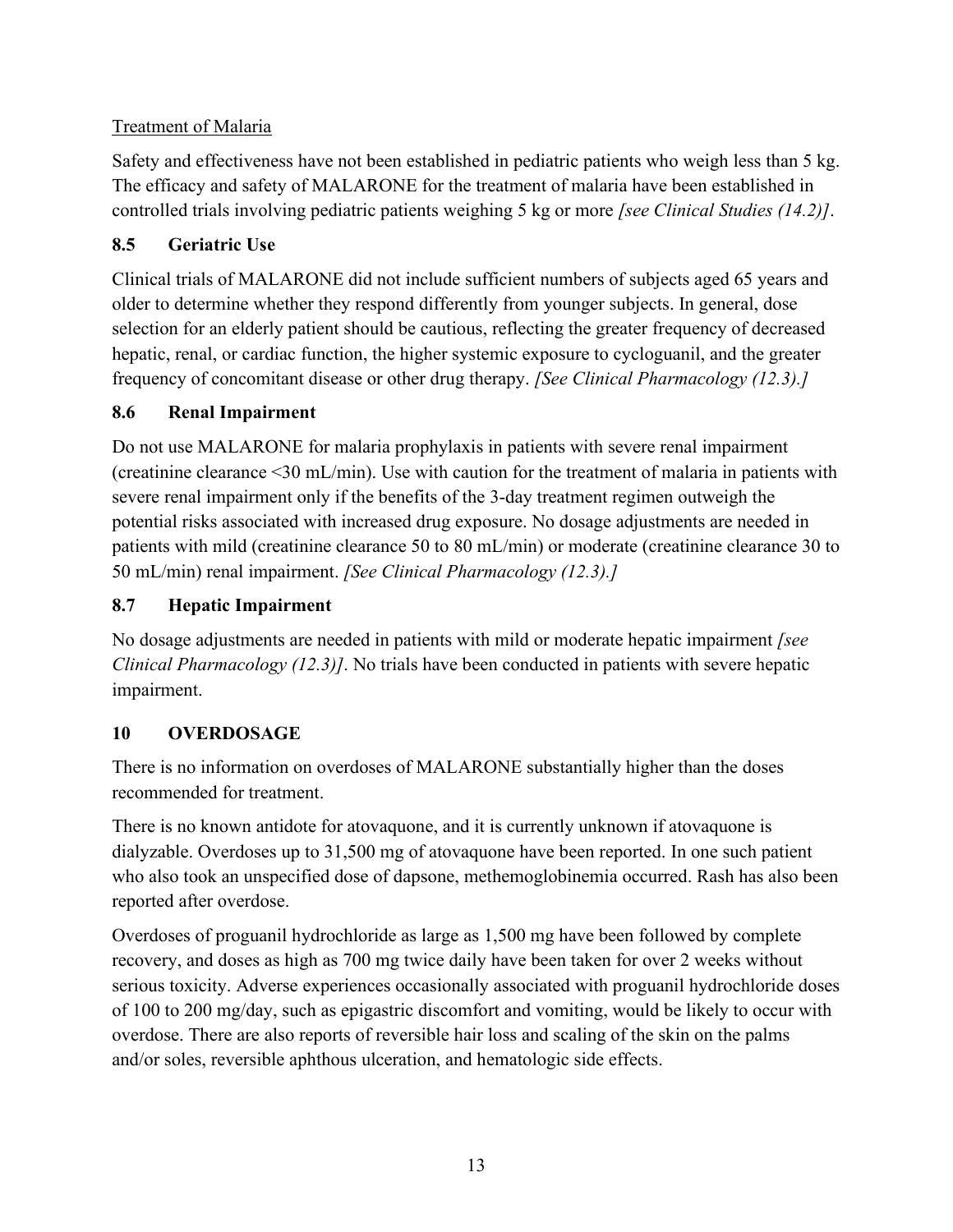Treatment of Malaria

Safety and effectiveness have not been established in pediatric patients who weigh less than 5 kg. The efficacy and safety of MALARONE for the treatment of malaria have been established in controlled trials involving pediatric patients weighing 5 kg or more *[see Clinical Studies (14.2)]*.

### 8.5 Geriatric Use

Clinical trials of MALARONE did not include sufficient numbers of subjects aged 65 years and older to determine whether they respond differently from younger subjects. In general, dose selection for an elderly patient should be cautious, reflecting the greater frequency of decreased hepatic, renal, or cardiac function, the higher systemic exposure to cycloguanil, and the greater frequency of concomitant disease or other drug therapy. *[See Clinical Pharmacology (12.3).]*

### 8.6 Renal Impairment

Do not use MALARONE for malaria prophylaxis in patients with severe renal impairment (creatinine clearance <30 mL/min). Use with caution for the treatment of malaria in patients with severe renal impairment only if the benefits of the 3-day treatment regimen outweigh the potential risks associated with increased drug exposure. No dosage adjustments are needed in patients with mild (creatinine clearance 50 to 80 mL/min) or moderate (creatinine clearance 30 to 50 mL/min) renal impairment. *[See Clinical Pharmacology (12.3).]*

### 8.7 Hepatic Impairment

No dosage adjustments are needed in patients with mild or moderate hepatic impairment *[see Clinical Pharmacology (12.3)]*. No trials have been conducted in patients with severe hepatic impairment.

## 10 OVERDOSAGE

There is no information on overdoses of MALARONE substantially higher than the doses recommended for treatment.

There is no known antidote for atovaquone, and it is currently unknown if atovaquone is dialyzable. Overdoses up to 31,500 mg of atovaquone have been reported. In one such patient who also took an unspecified dose of dapsone, methemoglobinemia occurred. Rash has also been reported after overdose.

Overdoses of proguanil hydrochloride as large as 1,500 mg have been followed by complete recovery, and doses as high as 700 mg twice daily have been taken for over 2 weeks without serious toxicity. Adverse experiences occasionally associated with proguanil hydrochloride doses of 100 to 200 mg/day, such as epigastric discomfort and vomiting, would be likely to occur with overdose. There are also reports of reversible hair loss and scaling of the skin on the palms and/or soles, reversible aphthous ulceration, and hematologic side effects.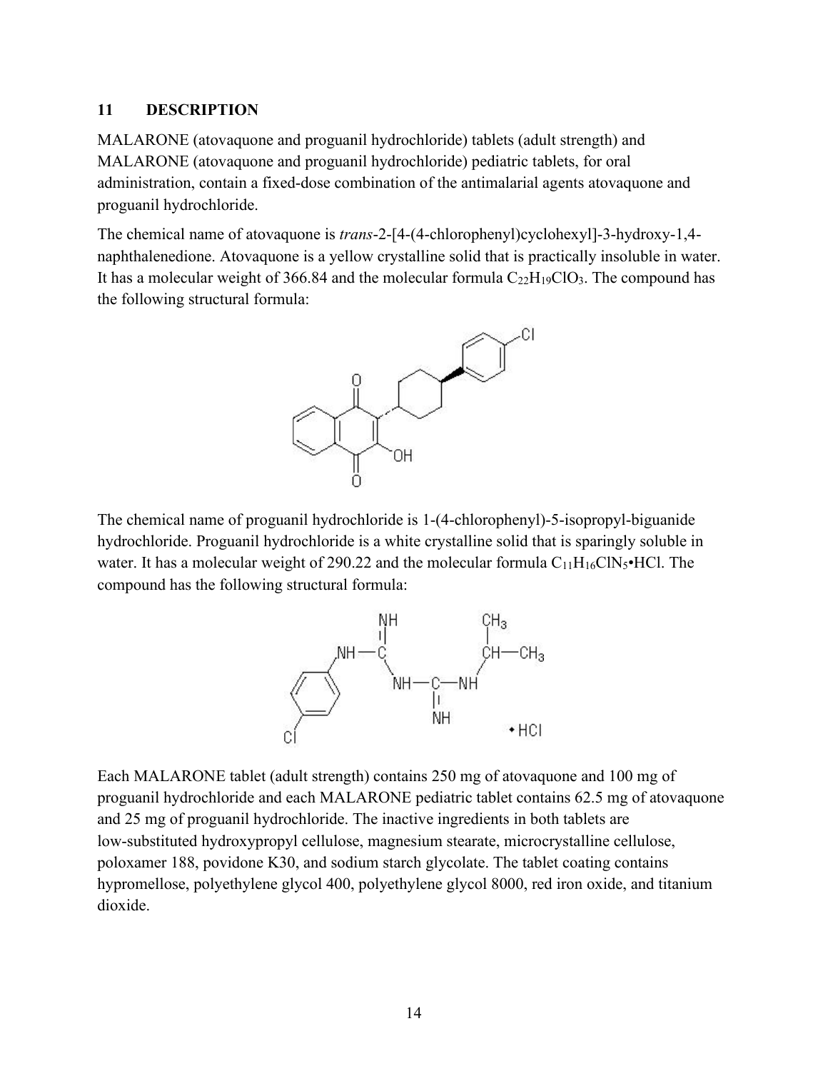## 11 DESCRIPTION

MALARONE (atovaquone and proguanil hydrochloride) tablets (adult strength) and MALARONE (atovaquone and proguanil hydrochloride) pediatric tablets, for oral administration, contain a fixed-dose combination of the antimalarial agents atovaquone and proguanil hydrochloride.

The chemical name of atovaquone is *trans*-2-[4-(4-chlorophenyl)cyclohexyl]-3-hydroxy-1,4-naphthalenedione. Atovaquone is a yellow crystalline solid that is practically insoluble in water. It has a molecular weight of 366.84 and the molecular formula $C_{22}H_{19}ClO_3$. The compound has the following structural formula:

The chemical name of proguanil hydrochloride is 1-(4-chlorophenyl)-5-isopropyl-biguanide hydrochloride. Proguanil hydrochloride is a white crystalline solid that is sparingly soluble in water. It has a molecular weight of 290.22 and the molecular formula $C_{11}H_{16}ClN_5 \cdot HCl$. The compound has the following structural formula:

Each MALARONE tablet (adult strength) contains 250 mg of atovaquone and 100 mg of proguanil hydrochloride and each MALARONE pediatric tablet contains 62.5 mg of atovaquone and 25 mg of proguanil hydrochloride. The inactive ingredients in both tablets are low-substituted hydroxypropyl cellulose, magnesium stearate, microcrystalline cellulose, poloxamer 188, povidone K30, and sodium starch glycolate. The tablet coating contains hypromellose, polyethylene glycol 400, polyethylene glycol 8000, red iron oxide, and titanium dioxide.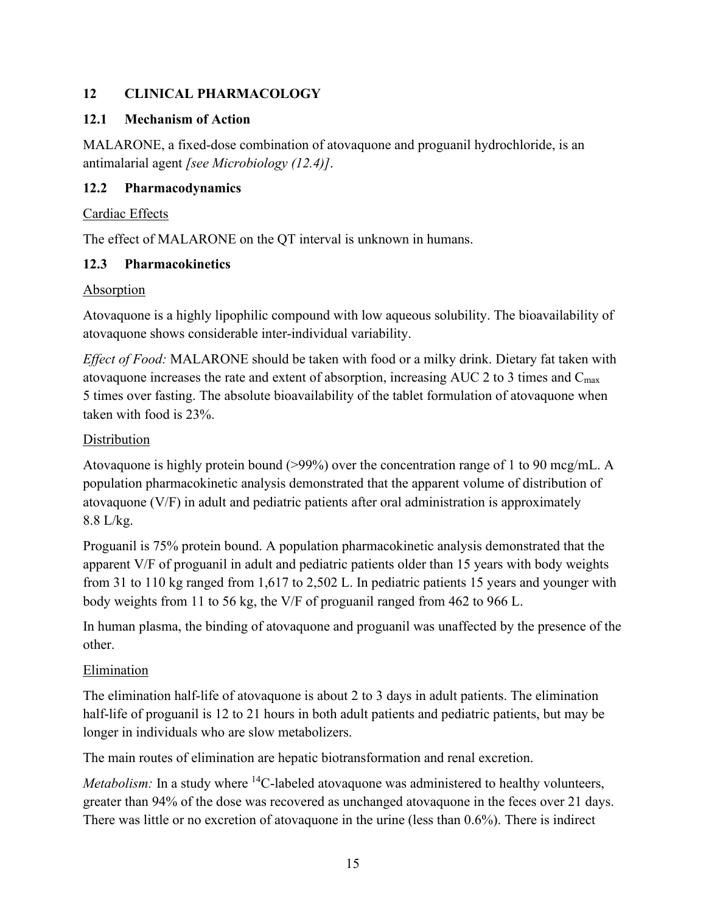## 12 CLINICAL PHARMACOLOGY

### 12.1 Mechanism of Action

MALARONE, a fixed-dose combination of atovaquone and proguanil hydrochloride, is an antimalarial agent *[see Microbiology (12.4)]*.

### 12.2 Pharmacodynamics

Cardiac Effects

The effect of MALARONE on the QT interval is unknown in humans.

### 12.3 Pharmacokinetics

Absorption

Atovaquone is a highly lipophilic compound with low aqueous solubility. The bioavailability of atovaquone shows considerable inter-individual variability.

*Effect of Food:* MALARONE should be taken with food or a milky drink. Dietary fat taken with atovaquone increases the rate and extent of absorption, increasing AUC 2 to 3 times and $C_{max}$ 5 times over fasting. The absolute bioavailability of the tablet formulation of atovaquone when taken with food is 23%.

Distribution

Atovaquone is highly protein bound (>99%) over the concentration range of 1 to 90 mcg/mL. A population pharmacokinetic analysis demonstrated that the apparent volume of distribution of atovaquone (V/F) in adult and pediatric patients after oral administration is approximately 8.8 L/kg.

Proguanil is 75% protein bound. A population pharmacokinetic analysis demonstrated that the apparent V/F of proguanil in adult and pediatric patients older than 15 years with body weights from 31 to 110 kg ranged from 1,617 to 2,502 L. In pediatric patients 15 years and younger with body weights from 11 to 56 kg, the V/F of proguanil ranged from 462 to 966 L.

In human plasma, the binding of atovaquone and proguanil was unaffected by the presence of the other.

Elimination

The elimination half-life of atovaquone is about 2 to 3 days in adult patients. The elimination half-life of proguanil is 12 to 21 hours in both adult patients and pediatric patients, but may be longer in individuals who are slow metabolizers.

The main routes of elimination are hepatic biotransformation and renal excretion.

*Metabolism:* In a study where $^{14}C$-labeled atovaquone was administered to healthy volunteers, greater than 94% of the dose was recovered as unchanged atovaquone in the feces over 21 days. There was little or no excretion of atovaquone in the urine (less than 0.6%). There is indirect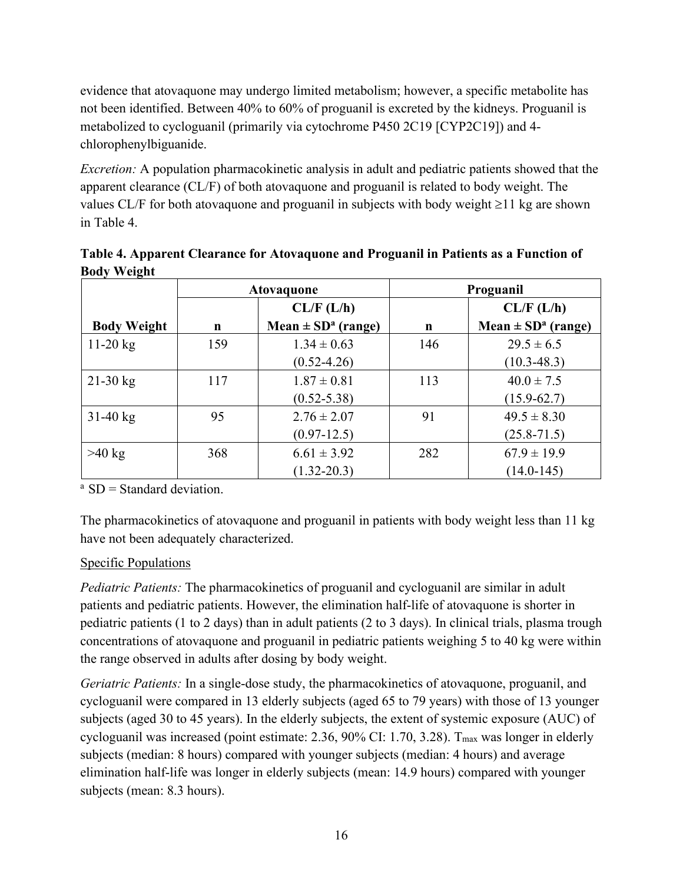evidence that atovaquone may undergo limited metabolism; however, a specific metabolite has not been identified. Between 40% to 60% of proguanil is excreted by the kidneys. Proguanil is metabolized to cycloguanil (primarily via cytochrome P450 2C19 [CYP2C19]) and 4-chlorophenylbiguanide.

*Excretion:* A population pharmacokinetic analysis in adult and pediatric patients showed that the apparent clearance (CL/F) of both atovaquone and proguanil is related to body weight. The values CL/F for both atovaquone and proguanil in subjects with body weight ≥11 kg are shown in Table 4.

**Table 4. Apparent Clearance for Atovaquone and Proguanil in Patients as a Function of Body Weight**

| | Atovaquone | | Proguanil | |
|---|---|---|---|---|
| **Body Weight** | **n** | **CL/F (L/h) Mean ± SD[a] (range)** | **n** | **CL/F (L/h) Mean ± SD[a] (range)** |
| 11-20 kg | 159 | 1.34 ± 0.63 (0.52-4.26) | 146 | 29.5 ± 6.5 (10.3-48.3) |
| 21-30 kg | 117 | 1.87 ± 0.81 (0.52-5.38) | 113 | 40.0 ± 7.5 (15.9-62.7) |
| 31-40 kg | 95 | 2.76 ± 2.07 (0.97-12.5) | 91 | 49.5 ± 8.30 (25.8-71.5) |
| >40 kg | 368 | 6.61 ± 3.92 (1.32-20.3) | 282 | 67.9 ± 19.9 (14.0-145) |

[a] SD = Standard deviation.

The pharmacokinetics of atovaquone and proguanil in patients with body weight less than 11 kg have not been adequately characterized.

Specific Populations

*Pediatric Patients:* The pharmacokinetics of proguanil and cycloguanil are similar in adult patients and pediatric patients. However, the elimination half-life of atovaquone is shorter in pediatric patients (1 to 2 days) than in adult patients (2 to 3 days). In clinical trials, plasma trough concentrations of atovaquone and proguanil in pediatric patients weighing 5 to 40 kg were within the range observed in adults after dosing by body weight.

*Geriatric Patients:* In a single-dose study, the pharmacokinetics of atovaquone, proguanil, and cycloguanil were compared in 13 elderly subjects (aged 65 to 79 years) with those of 13 younger subjects (aged 30 to 45 years). In the elderly subjects, the extent of systemic exposure (AUC) of cycloguanil was increased (point estimate: 2.36, 90% CI: 1.70, 3.28). $T_{max}$ was longer in elderly subjects (median: 8 hours) compared with younger subjects (median: 4 hours) and average elimination half-life was longer in elderly subjects (mean: 14.9 hours) compared with younger subjects (mean: 8.3 hours).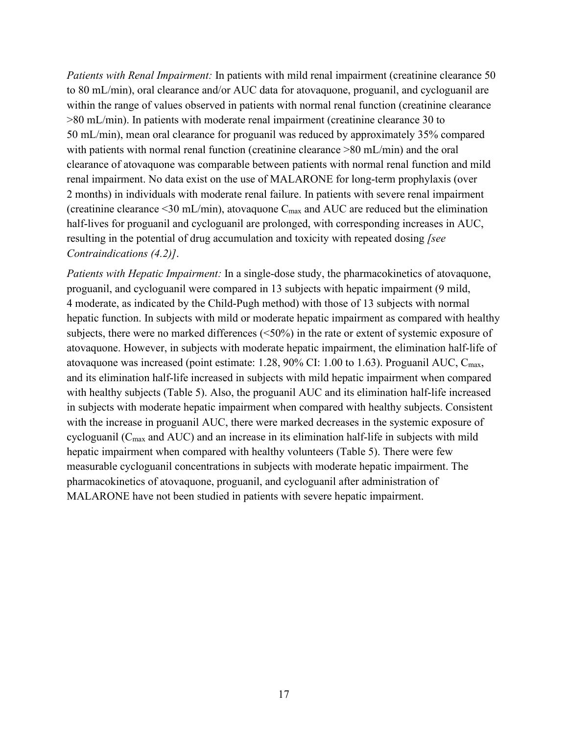*Patients with Renal Impairment:* In patients with mild renal impairment (creatinine clearance 50 to 80 mL/min), oral clearance and/or AUC data for atovaquone, proguanil, and cycloguanil are within the range of values observed in patients with normal renal function (creatinine clearance >80 mL/min). In patients with moderate renal impairment (creatinine clearance 30 to 50 mL/min), mean oral clearance for proguanil was reduced by approximately 35% compared with patients with normal renal function (creatinine clearance >80 mL/min) and the oral clearance of atovaquone was comparable between patients with normal renal function and mild renal impairment. No data exist on the use of MALARONE for long-term prophylaxis (over 2 months) in individuals with moderate renal failure. In patients with severe renal impairment (creatinine clearance <30 mL/min), atovaquone $C_{max}$ and AUC are reduced but the elimination half-lives for proguanil and cycloguanil are prolonged, with corresponding increases in AUC, resulting in the potential of drug accumulation and toxicity with repeated dosing *[see Contraindications (4.2)]*.

*Patients with Hepatic Impairment:* In a single-dose study, the pharmacokinetics of atovaquone, proguanil, and cycloguanil were compared in 13 subjects with hepatic impairment (9 mild, 4 moderate, as indicated by the Child-Pugh method) with those of 13 subjects with normal hepatic function. In subjects with mild or moderate hepatic impairment as compared with healthy subjects, there were no marked differences (<50%) in the rate or extent of systemic exposure of atovaquone. However, in subjects with moderate hepatic impairment, the elimination half-life of atovaquone was increased (point estimate: 1.28, 90% CI: 1.00 to 1.63). Proguanil AUC, $C_{max}$, and its elimination half-life increased in subjects with mild hepatic impairment when compared with healthy subjects (Table 5). Also, the proguanil AUC and its elimination half-life increased in subjects with moderate hepatic impairment when compared with healthy subjects. Consistent with the increase in proguanil AUC, there were marked decreases in the systemic exposure of cycloguanil ($C_{max}$ and AUC) and an increase in its elimination half-life in subjects with mild hepatic impairment when compared with healthy volunteers (Table 5). There were few measurable cycloguanil concentrations in subjects with moderate hepatic impairment. The pharmacokinetics of atovaquone, proguanil, and cycloguanil after administration of MALARONE have not been studied in patients with severe hepatic impairment.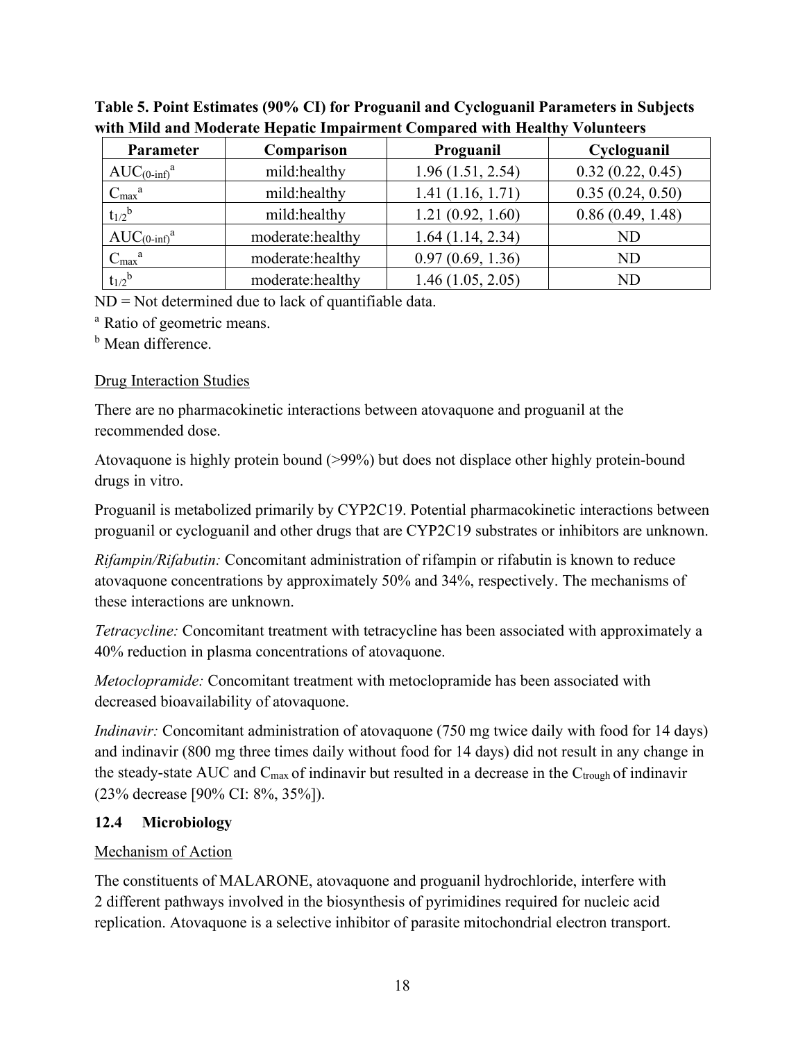**Table 5. Point Estimates (90% CI) for Proguanil and Cycloguanil Parameters in Subjects with Mild and Moderate Hepatic Impairment Compared with Healthy Volunteers**

| Parameter | Comparison | Proguanil | Cycloguanil |
|---|---|---|---|
| $AUC_{(0\text{-inf})}$[a] | mild:healthy | 1.96 (1.51, 2.54) | 0.32 (0.22, 0.45) |
| $C_{max}$[a] | mild:healthy | 1.41 (1.16, 1.71) | 0.35 (0.24, 0.50) |
| $t_{1/2}$[b] | mild:healthy | 1.21 (0.92, 1.60) | 0.86 (0.49, 1.48) |
| $AUC_{(0\text{-inf})}$[a] | moderate:healthy | 1.64 (1.14, 2.34) | ND |
| $C_{max}$[a] | moderate:healthy | 0.97 (0.69, 1.36) | ND |
| $t_{1/2}$[b] | moderate:healthy | 1.46 (1.05, 2.05) | ND |

ND = Not determined due to lack of quantifiable data.

[a] Ratio of geometric means.

[b] Mean difference.

Drug Interaction Studies

There are no pharmacokinetic interactions between atovaquone and proguanil at the recommended dose.

Atovaquone is highly protein bound (>99%) but does not displace other highly protein-bound drugs in vitro.

Proguanil is metabolized primarily by CYP2C19. Potential pharmacokinetic interactions between proguanil or cycloguanil and other drugs that are CYP2C19 substrates or inhibitors are unknown.

*Rifampin/Rifabutin:* Concomitant administration of rifampin or rifabutin is known to reduce atovaquone concentrations by approximately 50% and 34%, respectively. The mechanisms of these interactions are unknown.

*Tetracycline:* Concomitant treatment with tetracycline has been associated with approximately a 40% reduction in plasma concentrations of atovaquone.

*Metoclopramide:* Concomitant treatment with metoclopramide has been associated with decreased bioavailability of atovaquone.

*Indinavir:* Concomitant administration of atovaquone (750 mg twice daily with food for 14 days) and indinavir (800 mg three times daily without food for 14 days) did not result in any change in the steady-state AUC and $C_{max}$ of indinavir but resulted in a decrease in the $C_{trough}$ of indinavir (23% decrease [90% CI: 8%, 35%]).

### 12.4 Microbiology

Mechanism of Action

The constituents of MALARONE, atovaquone and proguanil hydrochloride, interfere with 2 different pathways involved in the biosynthesis of pyrimidines required for nucleic acid replication. Atovaquone is a selective inhibitor of parasite mitochondrial electron transport.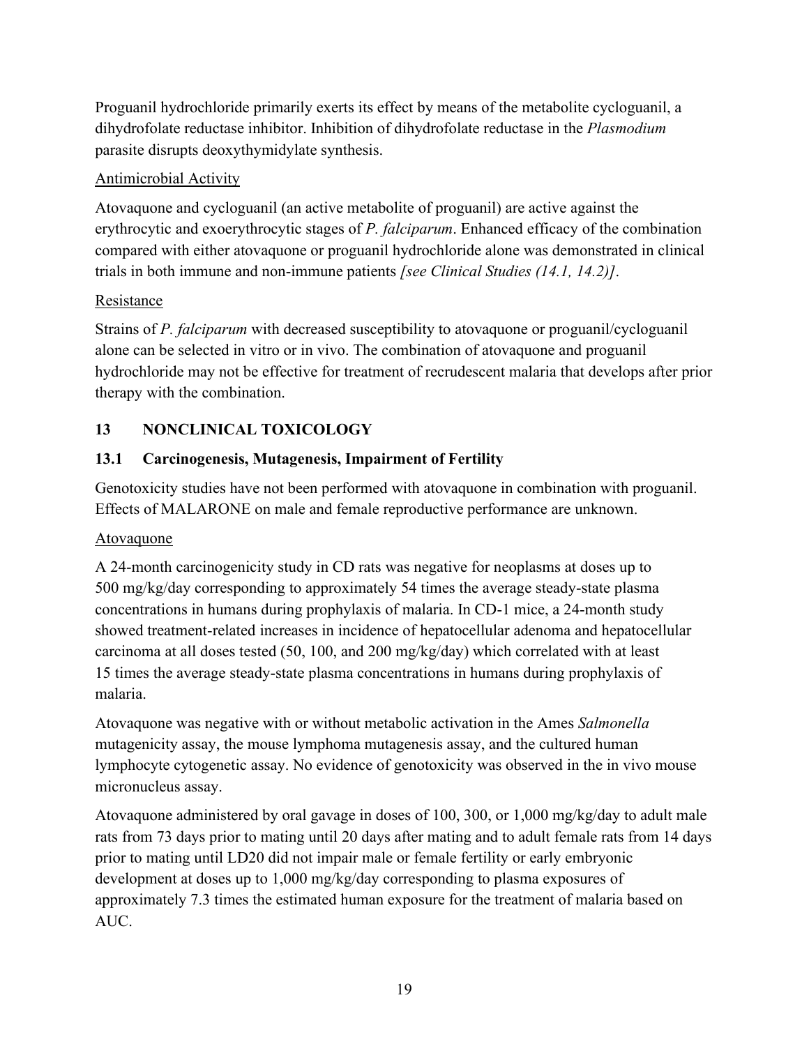Proguanil hydrochloride primarily exerts its effect by means of the metabolite cycloguanil, a dihydrofolate reductase inhibitor. Inhibition of dihydrofolate reductase in the *Plasmodium* parasite disrupts deoxythymidylate synthesis.

Antimicrobial Activity

Atovaquone and cycloguanil (an active metabolite of proguanil) are active against the erythrocytic and exoerythrocytic stages of *P. falciparum*. Enhanced efficacy of the combination compared with either atovaquone or proguanil hydrochloride alone was demonstrated in clinical trials in both immune and non-immune patients *[see Clinical Studies (14.1, 14.2)]*.

Resistance

Strains of *P. falciparum* with decreased susceptibility to atovaquone or proguanil/cycloguanil alone can be selected in vitro or in vivo. The combination of atovaquone and proguanil hydrochloride may not be effective for treatment of recrudescent malaria that develops after prior therapy with the combination.

## 13 NONCLINICAL TOXICOLOGY

### 13.1 Carcinogenesis, Mutagenesis, Impairment of Fertility

Genotoxicity studies have not been performed with atovaquone in combination with proguanil. Effects of MALARONE on male and female reproductive performance are unknown.

Atovaquone

A 24-month carcinogenicity study in CD rats was negative for neoplasms at doses up to 500 mg/kg/day corresponding to approximately 54 times the average steady-state plasma concentrations in humans during prophylaxis of malaria. In CD-1 mice, a 24-month study showed treatment-related increases in incidence of hepatocellular adenoma and hepatocellular carcinoma at all doses tested (50, 100, and 200 mg/kg/day) which correlated with at least 15 times the average steady-state plasma concentrations in humans during prophylaxis of malaria.

Atovaquone was negative with or without metabolic activation in the Ames *Salmonella* mutagenicity assay, the mouse lymphoma mutagenesis assay, and the cultured human lymphocyte cytogenetic assay. No evidence of genotoxicity was observed in the in vivo mouse micronucleus assay.

Atovaquone administered by oral gavage in doses of 100, 300, or 1,000 mg/kg/day to adult male rats from 73 days prior to mating until 20 days after mating and to adult female rats from 14 days prior to mating until LD20 did not impair male or female fertility or early embryonic development at doses up to 1,000 mg/kg/day corresponding to plasma exposures of approximately 7.3 times the estimated human exposure for the treatment of malaria based on AUC.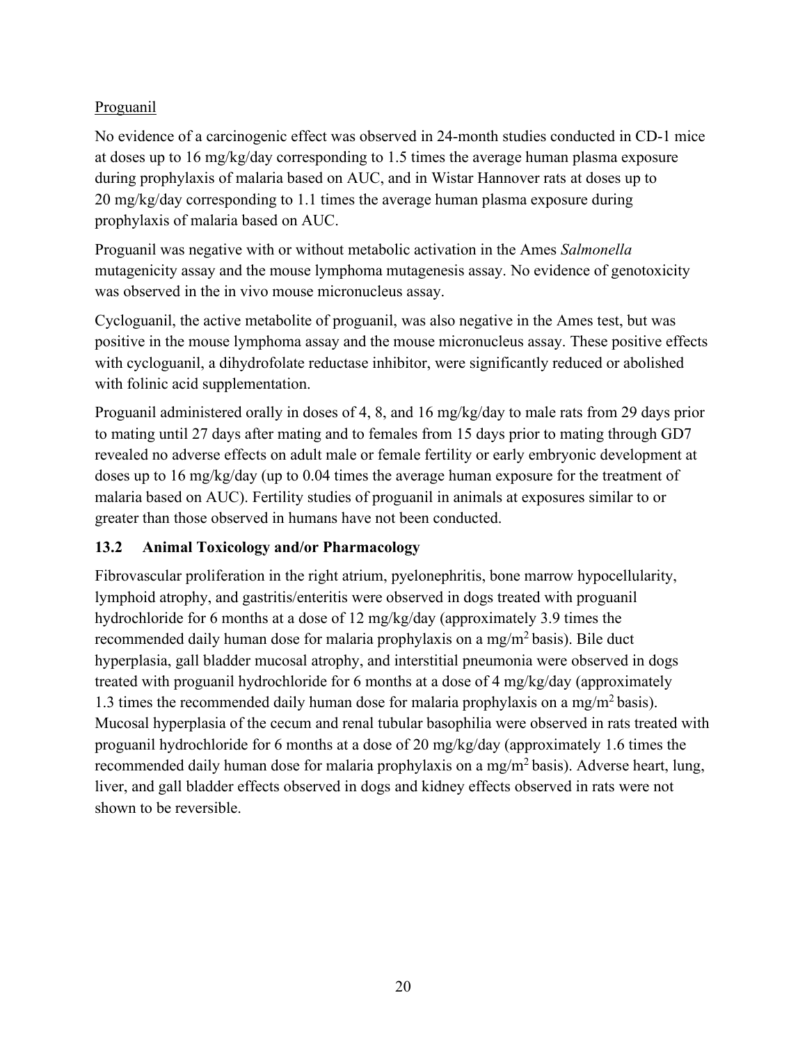Proguanil

No evidence of a carcinogenic effect was observed in 24-month studies conducted in CD-1 mice at doses up to 16 mg/kg/day corresponding to 1.5 times the average human plasma exposure during prophylaxis of malaria based on AUC, and in Wistar Hannover rats at doses up to 20 mg/kg/day corresponding to 1.1 times the average human plasma exposure during prophylaxis of malaria based on AUC.

Proguanil was negative with or without metabolic activation in the Ames *Salmonella* mutagenicity assay and the mouse lymphoma mutagenesis assay. No evidence of genotoxicity was observed in the in vivo mouse micronucleus assay.

Cycloguanil, the active metabolite of proguanil, was also negative in the Ames test, but was positive in the mouse lymphoma assay and the mouse micronucleus assay. These positive effects with cycloguanil, a dihydrofolate reductase inhibitor, were significantly reduced or abolished with folinic acid supplementation.

Proguanil administered orally in doses of 4, 8, and 16 mg/kg/day to male rats from 29 days prior to mating until 27 days after mating and to females from 15 days prior to mating through GD7 revealed no adverse effects on adult male or female fertility or early embryonic development at doses up to 16 mg/kg/day (up to 0.04 times the average human exposure for the treatment of malaria based on AUC). Fertility studies of proguanil in animals at exposures similar to or greater than those observed in humans have not been conducted.

### 13.2 Animal Toxicology and/or Pharmacology

Fibrovascular proliferation in the right atrium, pyelonephritis, bone marrow hypocellularity, lymphoid atrophy, and gastritis/enteritis were observed in dogs treated with proguanil hydrochloride for 6 months at a dose of 12 mg/kg/day (approximately 3.9 times the recommended daily human dose for malaria prophylaxis on a mg/$m^2$ basis). Bile duct hyperplasia, gall bladder mucosal atrophy, and interstitial pneumonia were observed in dogs treated with proguanil hydrochloride for 6 months at a dose of 4 mg/kg/day (approximately 1.3 times the recommended daily human dose for malaria prophylaxis on a mg/$m^2$ basis). Mucosal hyperplasia of the cecum and renal tubular basophilia were observed in rats treated with proguanil hydrochloride for 6 months at a dose of 20 mg/kg/day (approximately 1.6 times the recommended daily human dose for malaria prophylaxis on a mg/$m^2$ basis). Adverse heart, lung, liver, and gall bladder effects observed in dogs and kidney effects observed in rats were not shown to be reversible.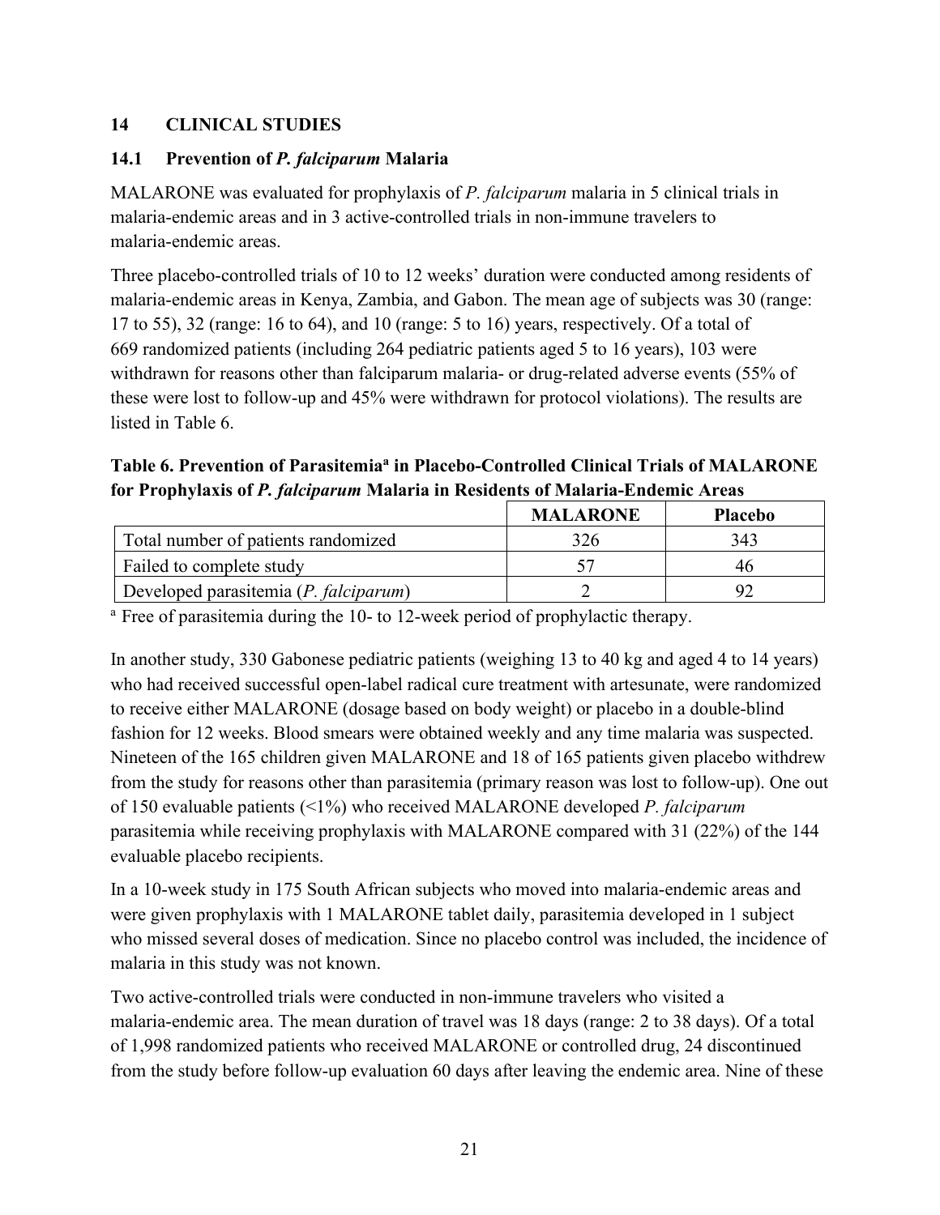## 14 CLINICAL STUDIES

### 14.1 Prevention of *P. falciparum* Malaria

MALARONE was evaluated for prophylaxis of *P. falciparum* malaria in 5 clinical trials in malaria-endemic areas and in 3 active-controlled trials in non-immune travelers to malaria-endemic areas.

Three placebo-controlled trials of 10 to 12 weeks' duration were conducted among residents of malaria-endemic areas in Kenya, Zambia, and Gabon. The mean age of subjects was 30 (range: 17 to 55), 32 (range: 16 to 64), and 10 (range: 5 to 16) years, respectively. Of a total of 669 randomized patients (including 264 pediatric patients aged 5 to 16 years), 103 were withdrawn for reasons other than falciparum malaria- or drug-related adverse events (55% of these were lost to follow-up and 45% were withdrawn for protocol violations). The results are listed in Table 6.

**Table 6. Prevention of Parasitemia[a] in Placebo-Controlled Clinical Trials of MALARONE for Prophylaxis of *P. falciparum* Malaria in Residents of Malaria-Endemic Areas**

| | MALARONE | Placebo |
|---|---|---|
| Total number of patients randomized | 326 | 343 |
| Failed to complete study | 57 | 46 |
| Developed parasitemia (*P. falciparum*) | 2 | 92 |

[a] Free of parasitemia during the 10- to 12-week period of prophylactic therapy.

In another study, 330 Gabonese pediatric patients (weighing 13 to 40 kg and aged 4 to 14 years) who had received successful open-label radical cure treatment with artesunate, were randomized to receive either MALARONE (dosage based on body weight) or placebo in a double-blind fashion for 12 weeks. Blood smears were obtained weekly and any time malaria was suspected. Nineteen of the 165 children given MALARONE and 18 of 165 patients given placebo withdrew from the study for reasons other than parasitemia (primary reason was lost to follow-up). One out of 150 evaluable patients (<1%) who received MALARONE developed *P. falciparum* parasitemia while receiving prophylaxis with MALARONE compared with 31 (22%) of the 144 evaluable placebo recipients.

In a 10-week study in 175 South African subjects who moved into malaria-endemic areas and were given prophylaxis with 1 MALARONE tablet daily, parasitemia developed in 1 subject who missed several doses of medication. Since no placebo control was included, the incidence of malaria in this study was not known.

Two active-controlled trials were conducted in non-immune travelers who visited a malaria-endemic area. The mean duration of travel was 18 days (range: 2 to 38 days). Of a total of 1,998 randomized patients who received MALARONE or controlled drug, 24 discontinued from the study before follow-up evaluation 60 days after leaving the endemic area. Nine of these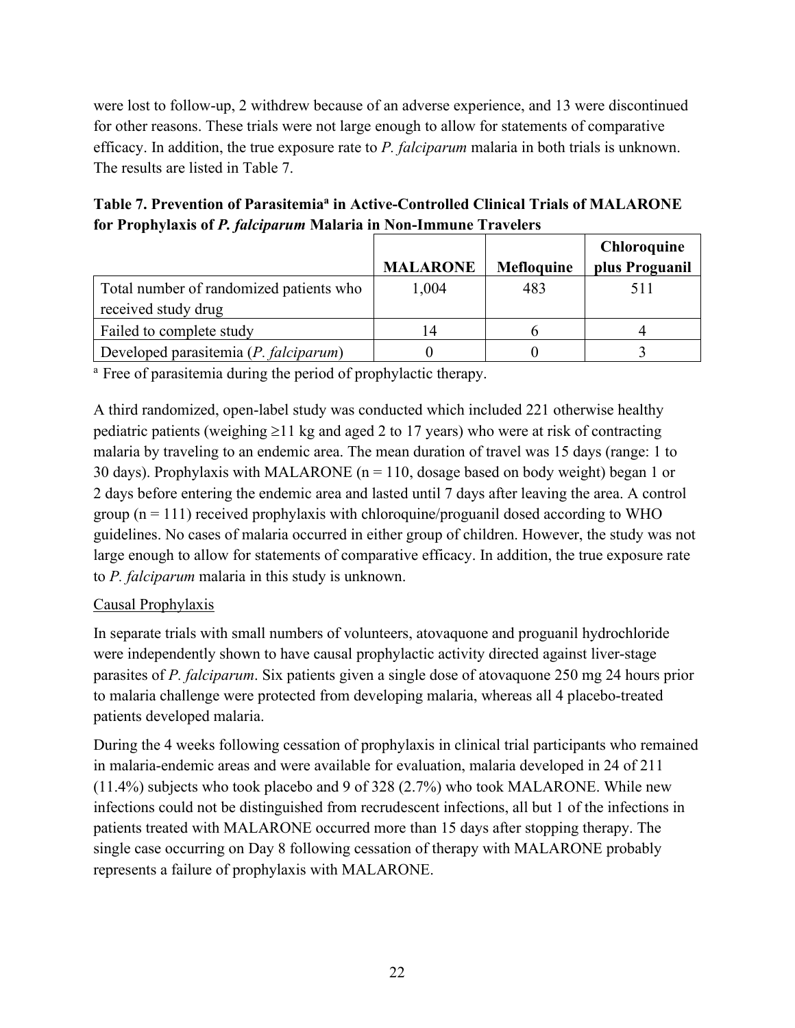were lost to follow-up, 2 withdrew because of an adverse experience, and 13 were discontinued for other reasons. These trials were not large enough to allow for statements of comparative efficacy. In addition, the true exposure rate to *P. falciparum* malaria in both trials is unknown. The results are listed in Table 7.

**Table 7. Prevention of Parasitemia[a] in Active-Controlled Clinical Trials of MALARONE for Prophylaxis of *P. falciparum* Malaria in Non-Immune Travelers**

| | MALARONE | Mefloquine | Chloroquine plus Proguanil |
|---|---|---|---|
| Total number of randomized patients who received study drug | 1,004 | 483 | 511 |
| Failed to complete study | 14 | 6 | 4 |
| Developed parasitemia (*P. falciparum*) | 0 | 0 | 3 |

[a] Free of parasitemia during the period of prophylactic therapy.

A third randomized, open-label study was conducted which included 221 otherwise healthy pediatric patients (weighing ≥11 kg and aged 2 to 17 years) who were at risk of contracting malaria by traveling to an endemic area. The mean duration of travel was 15 days (range: 1 to 30 days). Prophylaxis with MALARONE (n = 110, dosage based on body weight) began 1 or 2 days before entering the endemic area and lasted until 7 days after leaving the area. A control group (n = 111) received prophylaxis with chloroquine/proguanil dosed according to WHO guidelines. No cases of malaria occurred in either group of children. However, the study was not large enough to allow for statements of comparative efficacy. In addition, the true exposure rate to *P. falciparum* malaria in this study is unknown.

Causal Prophylaxis

In separate trials with small numbers of volunteers, atovaquone and proguanil hydrochloride were independently shown to have causal prophylactic activity directed against liver-stage parasites of *P. falciparum*. Six patients given a single dose of atovaquone 250 mg 24 hours prior to malaria challenge were protected from developing malaria, whereas all 4 placebo-treated patients developed malaria.

During the 4 weeks following cessation of prophylaxis in clinical trial participants who remained in malaria-endemic areas and were available for evaluation, malaria developed in 24 of 211 (11.4%) subjects who took placebo and 9 of 328 (2.7%) who took MALARONE. While new infections could not be distinguished from recrudescent infections, all but 1 of the infections in patients treated with MALARONE occurred more than 15 days after stopping therapy. The single case occurring on Day 8 following cessation of therapy with MALARONE probably represents a failure of prophylaxis with MALARONE.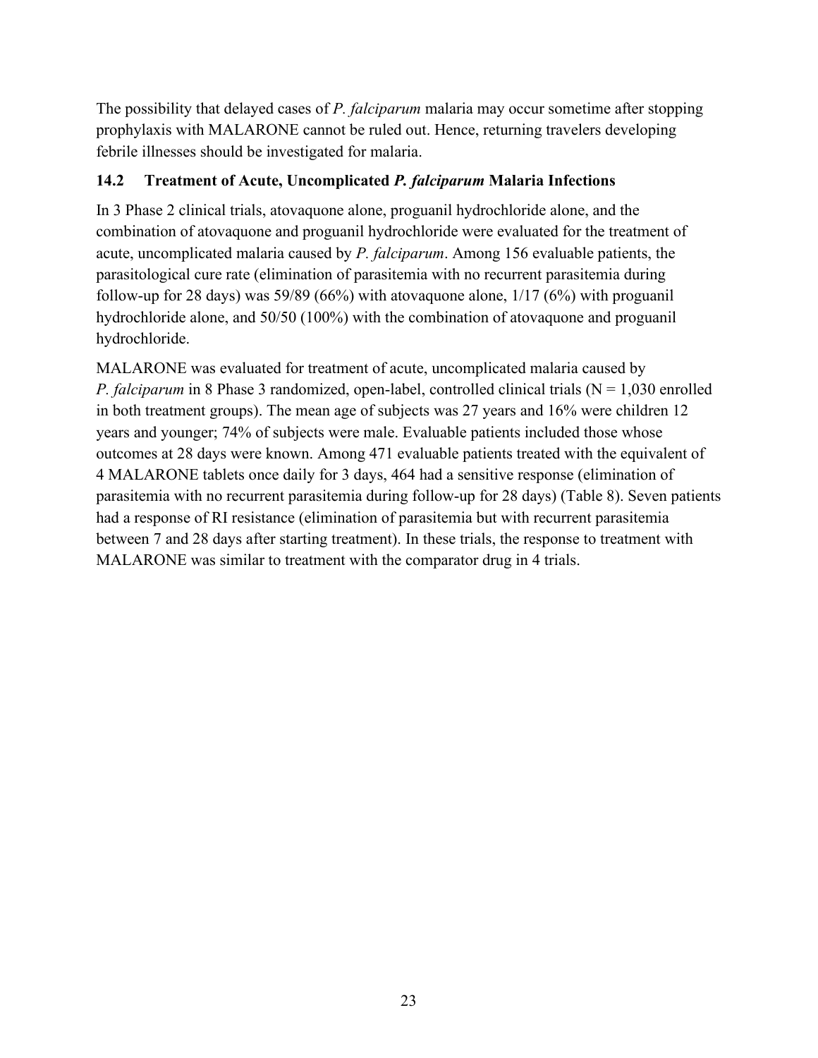The possibility that delayed cases of *P. falciparum* malaria may occur sometime after stopping prophylaxis with MALARONE cannot be ruled out. Hence, returning travelers developing febrile illnesses should be investigated for malaria.

### 14.2 Treatment of Acute, Uncomplicated *P. falciparum* Malaria Infections

In 3 Phase 2 clinical trials, atovaquone alone, proguanil hydrochloride alone, and the combination of atovaquone and proguanil hydrochloride were evaluated for the treatment of acute, uncomplicated malaria caused by *P. falciparum*. Among 156 evaluable patients, the parasitological cure rate (elimination of parasitemia with no recurrent parasitemia during follow-up for 28 days) was 59/89 (66%) with atovaquone alone, 1/17 (6%) with proguanil hydrochloride alone, and 50/50 (100%) with the combination of atovaquone and proguanil hydrochloride.

MALARONE was evaluated for treatment of acute, uncomplicated malaria caused by *P. falciparum* in 8 Phase 3 randomized, open-label, controlled clinical trials (N = 1,030 enrolled in both treatment groups). The mean age of subjects was 27 years and 16% were children 12 years and younger; 74% of subjects were male. Evaluable patients included those whose outcomes at 28 days were known. Among 471 evaluable patients treated with the equivalent of 4 MALARONE tablets once daily for 3 days, 464 had a sensitive response (elimination of parasitemia with no recurrent parasitemia during follow-up for 28 days) (Table 8). Seven patients had a response of RI resistance (elimination of parasitemia but with recurrent parasitemia between 7 and 28 days after starting treatment). In these trials, the response to treatment with MALARONE was similar to treatment with the comparator drug in 4 trials.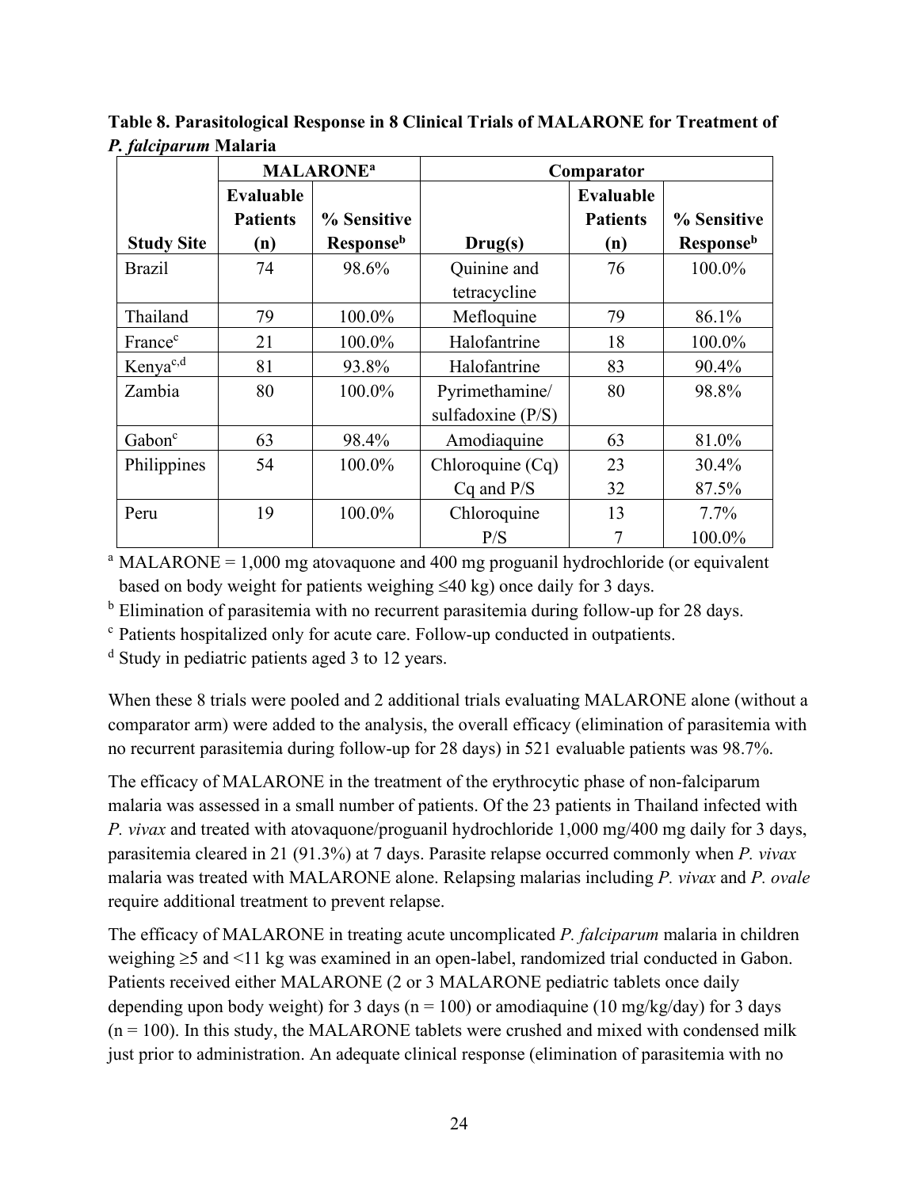**Table 8. Parasitological Response in 8 Clinical Trials of MALARONE for Treatment of *P. falciparum* Malaria**

| | MALARONE[a] | | Comparator | | |
|---|---|---|---|---|---|
| **Study Site** | **Evaluable Patients (n)** | **% Sensitive Response[b]** | **Drug(s)** | **Evaluable Patients (n)** | **% Sensitive Response[b]** |
| Brazil | 74 | 98.6% | Quinine and tetracycline | 76 | 100.0% |
| Thailand | 79 | 100.0% | Mefloquine | 79 | 86.1% |
| France[c] | 21 | 100.0% | Halofantrine | 18 | 100.0% |
| Kenya[c,d] | 81 | 93.8% | Halofantrine | 83 | 90.4% |
| Zambia | 80 | 100.0% | Pyrimethamine/ sulfadoxine (P/S) | 80 | 98.8% |
| Gabon[c] | 63 | 98.4% | Amodiaquine | 63 | 81.0% |
| Philippines | 54 | 100.0% | Chloroquine (Cq)<br>Cq and P/S | 23<br>32 | 30.4%<br>87.5% |
| Peru | 19 | 100.0% | Chloroquine<br>P/S | 13<br>7 | 7.7%<br>100.0% |

[a] MALARONE = 1,000 mg atovaquone and 400 mg proguanil hydrochloride (or equivalent based on body weight for patients weighing ≤40 kg) once daily for 3 days.

[b] Elimination of parasitemia with no recurrent parasitemia during follow-up for 28 days.

[c] Patients hospitalized only for acute care. Follow-up conducted in outpatients.

[d] Study in pediatric patients aged 3 to 12 years.

When these 8 trials were pooled and 2 additional trials evaluating MALARONE alone (without a comparator arm) were added to the analysis, the overall efficacy (elimination of parasitemia with no recurrent parasitemia during follow-up for 28 days) in 521 evaluable patients was 98.7%.

The efficacy of MALARONE in the treatment of the erythrocytic phase of non-falciparum malaria was assessed in a small number of patients. Of the 23 patients in Thailand infected with *P. vivax* and treated with atovaquone/proguanil hydrochloride 1,000 mg/400 mg daily for 3 days, parasitemia cleared in 21 (91.3%) at 7 days. Parasite relapse occurred commonly when *P. vivax* malaria was treated with MALARONE alone. Relapsing malarias including *P. vivax* and *P. ovale* require additional treatment to prevent relapse.

The efficacy of MALARONE in treating acute uncomplicated *P. falciparum* malaria in children weighing ≥5 and <11 kg was examined in an open-label, randomized trial conducted in Gabon. Patients received either MALARONE (2 or 3 MALARONE pediatric tablets once daily depending upon body weight) for 3 days (n = 100) or amodiaquine (10 mg/kg/day) for 3 days (n = 100). In this study, the MALARONE tablets were crushed and mixed with condensed milk just prior to administration. An adequate clinical response (elimination of parasitemia with no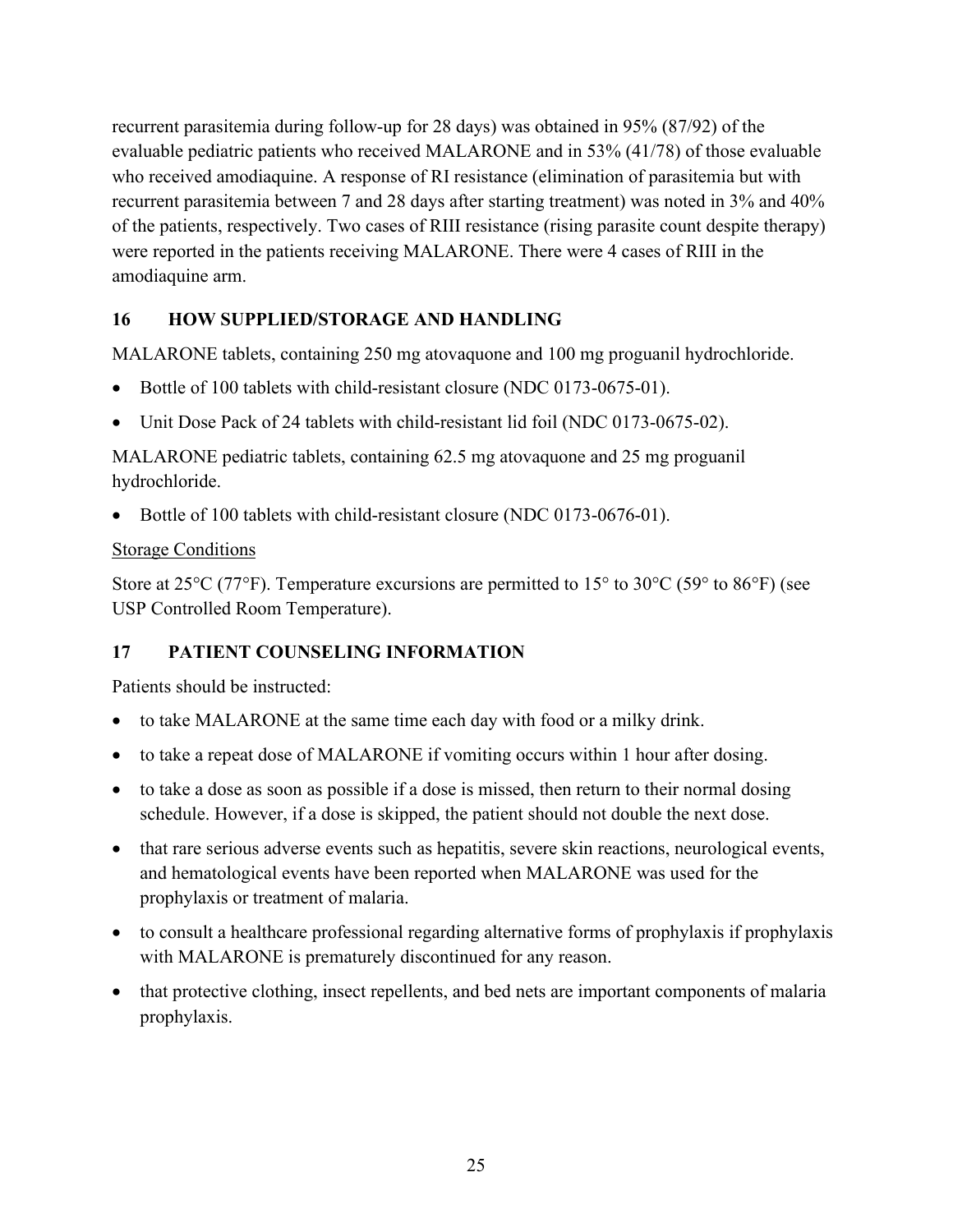recurrent parasitemia during follow-up for 28 days) was obtained in 95% (87/92) of the evaluable pediatric patients who received MALARONE and in 53% (41/78) of those evaluable who received amodiaquine. A response of RI resistance (elimination of parasitemia but with recurrent parasitemia between 7 and 28 days after starting treatment) was noted in 3% and 40% of the patients, respectively. Two cases of RIII resistance (rising parasite count despite therapy) were reported in the patients receiving MALARONE. There were 4 cases of RIII in the amodiaquine arm.

## 16 HOW SUPPLIED/STORAGE AND HANDLING

MALARONE tablets, containing 250 mg atovaquone and 100 mg proguanil hydrochloride.

- Bottle of 100 tablets with child-resistant closure (NDC 0173-0675-01).
- Unit Dose Pack of 24 tablets with child-resistant lid foil (NDC 0173-0675-02).

MALARONE pediatric tablets, containing 62.5 mg atovaquone and 25 mg proguanil hydrochloride.

- Bottle of 100 tablets with child-resistant closure (NDC 0173-0676-01).

Storage Conditions

Store at 25°C (77°F). Temperature excursions are permitted to 15° to 30°C (59° to 86°F) (see USP Controlled Room Temperature).

## 17 PATIENT COUNSELING INFORMATION

Patients should be instructed:

- to take MALARONE at the same time each day with food or a milky drink.
- to take a repeat dose of MALARONE if vomiting occurs within 1 hour after dosing.
- to take a dose as soon as possible if a dose is missed, then return to their normal dosing schedule. However, if a dose is skipped, the patient should not double the next dose.
- that rare serious adverse events such as hepatitis, severe skin reactions, neurological events, and hematological events have been reported when MALARONE was used for the prophylaxis or treatment of malaria.
- to consult a healthcare professional regarding alternative forms of prophylaxis if prophylaxis with MALARONE is prematurely discontinued for any reason.
- that protective clothing, insect repellents, and bed nets are important components of malaria prophylaxis.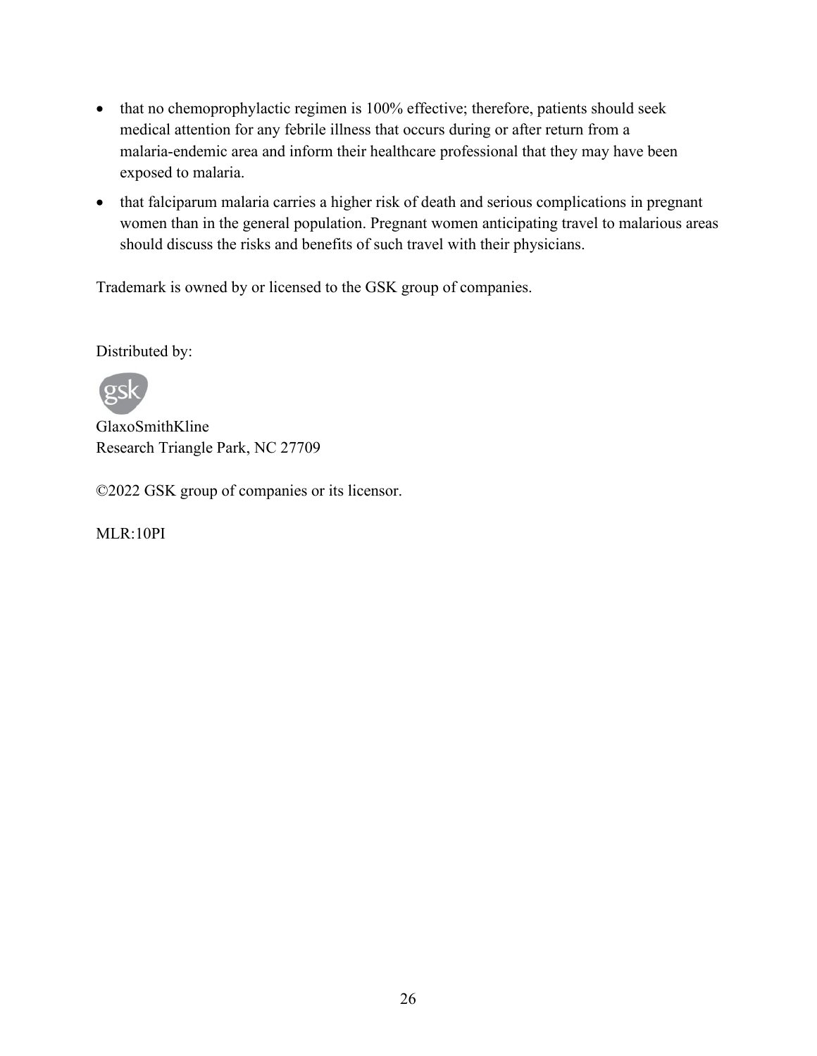- that no chemoprophylactic regimen is 100% effective; therefore, patients should seek medical attention for any febrile illness that occurs during or after return from a malaria-endemic area and inform their healthcare professional that they may have been exposed to malaria.
- that falciparum malaria carries a higher risk of death and serious complications in pregnant women than in the general population. Pregnant women anticipating travel to malarious areas should discuss the risks and benefits of such travel with their physicians.

Trademark is owned by or licensed to the GSK group of companies.

Distributed by:

GlaxoSmithKline
Research Triangle Park, NC 27709

©2022 GSK group of companies or its licensor.

MLR:10PI